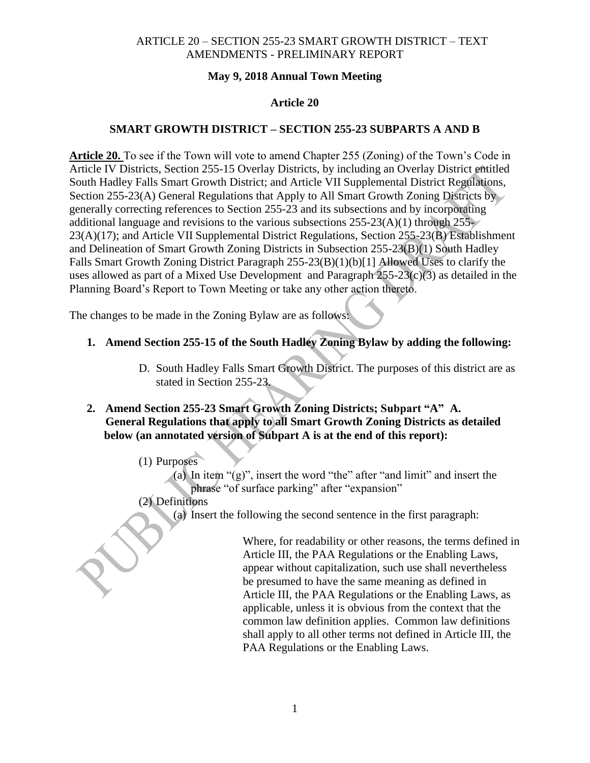ARTICLE 20 – SECTION 255-23 SMART GROWTH DISTRICT – TEXT AMENDMENTS - PRELIMINARY REPORT

**May 9, 2018 Annual Town Meeting**

**Article 20**

**SMART GROWTH DISTRICT – SECTION 255-23 SUBPARTS A AND B**

**Article 20.** To see if the Town will vote to amend Chapter 255 (Zoning) of the Town's Code in Article IV Districts, Section 255-15 Overlay Districts, by including an Overlay District entitled South Hadley Falls Smart Growth District; and Article VII Supplemental District Regulations, Section 255-23(A) General Regulations that Apply to All Smart Growth Zoning Districts by generally correcting references to Section 255-23 and its subsections and by incorporating additional language and revisions to the various subsections 255-23(A)(1) through 255-23(A)(17); and Article VII Supplemental District Regulations, Section 255-23(B) Establishment and Delineation of Smart Growth Zoning Districts in Subsection 255-23(B)(1) South Hadley Falls Smart Growth Zoning District Paragraph 255-23(B)(1)(b)[1] Allowed Uses to clarify the uses allowed as part of a Mixed Use Development and Paragraph 255-23(c)(3) as detailed in the Planning Board's Report to Town Meeting or take any other action thereto.

The changes to be made in the Zoning Bylaw are as follows:

1. **Amend Section 255-15 of the South Hadley Zoning Bylaw by adding the following:**

   D. South Hadley Falls Smart Growth District. The purposes of this district are as stated in Section 255-23.

2. **Amend Section 255-23 Smart Growth Zoning Districts; Subpart "A" A. General Regulations that apply to all Smart Growth Zoning Districts as detailed below (an annotated version of Subpart A is at the end of this report):**

   (1) Purposes

   (a) In item "(g)", insert the word "the" after "and limit" and insert the phrase "of surface parking" after "expansion"

   (2) Definitions

   (a) Insert the following the second sentence in the first paragraph:

   > Where, for readability or other reasons, the terms defined in Article III, the PAA Regulations or the Enabling Laws, appear without capitalization, such use shall nevertheless be presumed to have the same meaning as defined in Article III, the PAA Regulations or the Enabling Laws, as applicable, unless it is obvious from the context that the common law definition applies. Common law definitions shall apply to all other terms not defined in Article III, the PAA Regulations or the Enabling Laws.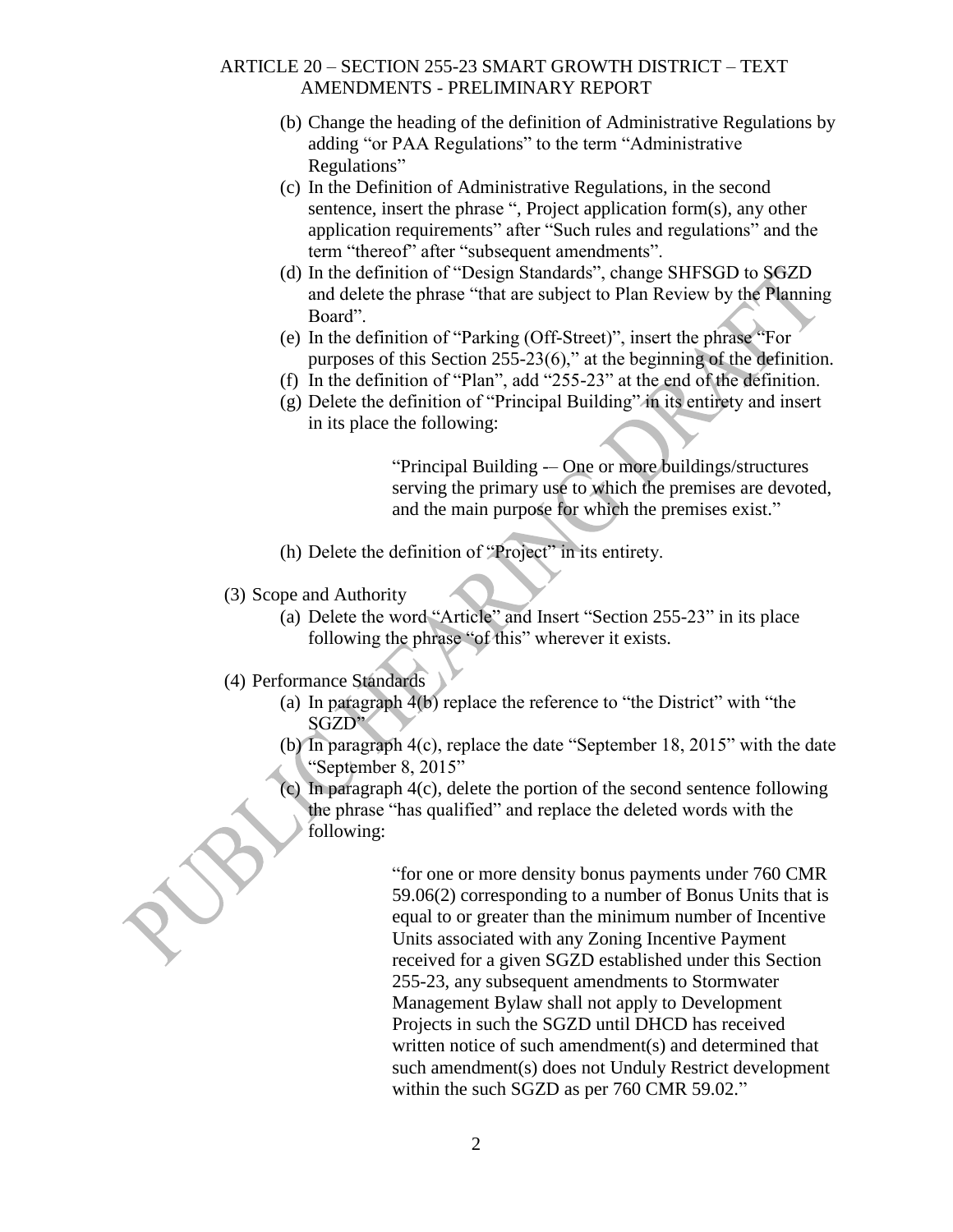(b) Change the heading of the definition of Administrative Regulations by adding "or PAA Regulations" to the term "Administrative Regulations"

(c) In the Definition of Administrative Regulations, in the second sentence, insert the phrase ", Project application form(s), any other application requirements" after "Such rules and regulations" and the term "thereof" after "subsequent amendments".

(d) In the definition of "Design Standards", change SHFSGD to SGZD and delete the phrase "that are subject to Plan Review by the Planning Board".

(e) In the definition of "Parking (Off-Street)", insert the phrase "For purposes of this Section 255-23(6)," at the beginning of the definition.

(f) In the definition of "Plan", add "255-23" at the end of the definition.

(g) Delete the definition of "Principal Building" in its entirety and insert in its place the following:

> "Principal Building -– One or more buildings/structures serving the primary use to which the premises are devoted, and the main purpose for which the premises exist."

(h) Delete the definition of "Project" in its entirety.

(3) Scope and Authority

(a) Delete the word "Article" and Insert "Section 255-23" in its place following the phrase "of this" wherever it exists.

(4) Performance Standards

(a) In paragraph 4(b) replace the reference to "the District" with "the SGZD"

(b) In paragraph 4(c), replace the date "September 18, 2015" with the date "September 8, 2015"

(c) In paragraph 4(c), delete the portion of the second sentence following the phrase "has qualified" and replace the deleted words with the following:

> "for one or more density bonus payments under 760 CMR 59.06(2) corresponding to a number of Bonus Units that is equal to or greater than the minimum number of Incentive Units associated with any Zoning Incentive Payment received for a given SGZD established under this Section 255-23, any subsequent amendments to Stormwater Management Bylaw shall not apply to Development Projects in such the SGZD until DHCD has received written notice of such amendment(s) and determined that such amendment(s) does not Unduly Restrict development within the such SGZD as per 760 CMR 59.02."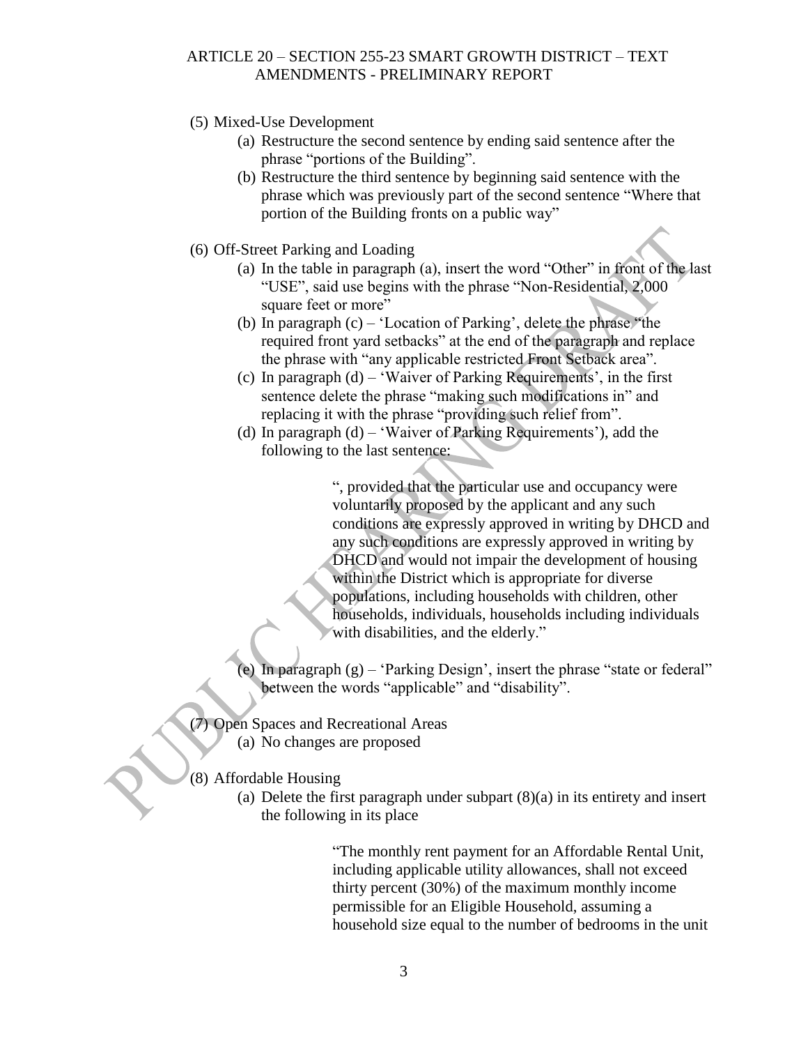(5) Mixed-Use Development

   (a) Restructure the second sentence by ending said sentence after the phrase "portions of the Building".

   (b) Restructure the third sentence by beginning said sentence with the phrase which was previously part of the second sentence "Where that portion of the Building fronts on a public way"

(6) Off-Street Parking and Loading

   (a) In the table in paragraph (a), insert the word "Other" in front of the last "USE", said use begins with the phrase "Non-Residential, 2,000 square feet or more"

   (b) In paragraph (c) – 'Location of Parking', delete the phrase "the required front yard setbacks" at the end of the paragraph and replace the phrase with "any applicable restricted Front Setback area".

   (c) In paragraph (d) – 'Waiver of Parking Requirements', in the first sentence delete the phrase "making such modifications in" and replacing it with the phrase "providing such relief from".

   (d) In paragraph (d) – 'Waiver of Parking Requirements'), add the following to the last sentence:

   > ", provided that the particular use and occupancy were voluntarily proposed by the applicant and any such conditions are expressly approved in writing by DHCD and any such conditions are expressly approved in writing by DHCD and would not impair the development of housing within the District which is appropriate for diverse populations, including households with children, other households, individuals, households including individuals with disabilities, and the elderly."

   (e) In paragraph (g) – 'Parking Design', insert the phrase "state or federal" between the words "applicable" and "disability".

(7) Open Spaces and Recreational Areas

   (a) No changes are proposed

(8) Affordable Housing

   (a) Delete the first paragraph under subpart (8)(a) in its entirety and insert the following in its place

   > "The monthly rent payment for an Affordable Rental Unit, including applicable utility allowances, shall not exceed thirty percent (30%) of the maximum monthly income permissible for an Eligible Household, assuming a household size equal to the number of bedrooms in the unit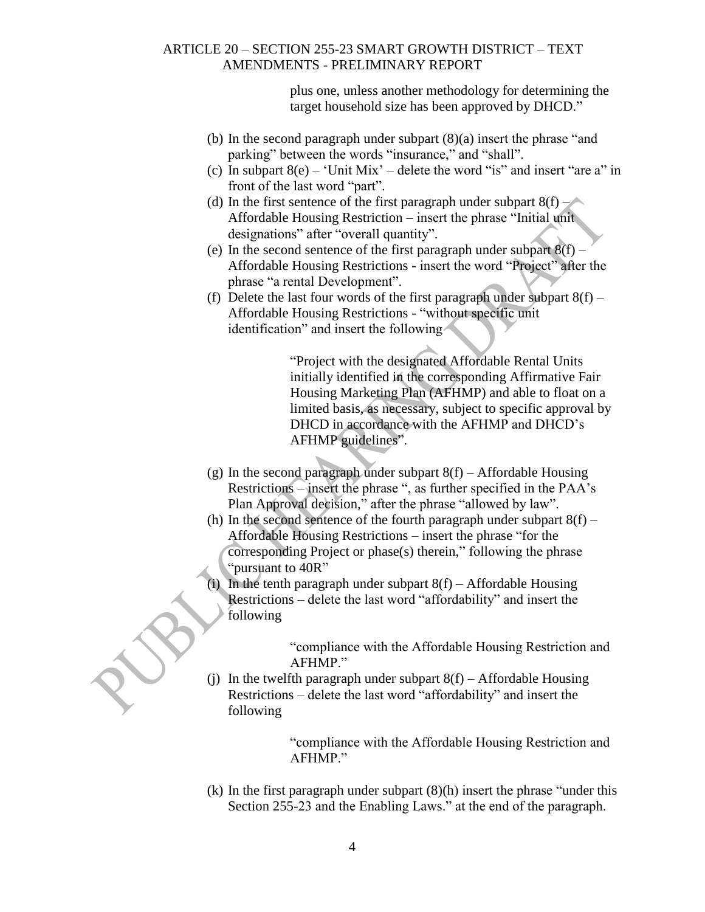plus one, unless another methodology for determining the target household size has been approved by DHCD."

(b) In the second paragraph under subpart (8)(a) insert the phrase "and parking" between the words "insurance," and "shall".

(c) In subpart 8(e) – 'Unit Mix' – delete the word "is" and insert "are a" in front of the last word "part".

(d) In the first sentence of the first paragraph under subpart 8(f) – Affordable Housing Restriction – insert the phrase "Initial unit designations" after "overall quantity".

(e) In the second sentence of the first paragraph under subpart 8(f) – Affordable Housing Restrictions - insert the word "Project" after the phrase "a rental Development".

(f) Delete the last four words of the first paragraph under subpart 8(f) – Affordable Housing Restrictions - "without specific unit identification" and insert the following

> "Project with the designated Affordable Rental Units initially identified in the corresponding Affirmative Fair Housing Marketing Plan (AFHMP) and able to float on a limited basis, as necessary, subject to specific approval by DHCD in accordance with the AFHMP and DHCD's AFHMP guidelines".

(g) In the second paragraph under subpart 8(f) – Affordable Housing Restrictions – insert the phrase ", as further specified in the PAA's Plan Approval decision," after the phrase "allowed by law".

(h) In the second sentence of the fourth paragraph under subpart 8(f) – Affordable Housing Restrictions – insert the phrase "for the corresponding Project or phase(s) therein," following the phrase "pursuant to 40R"

(i) In the tenth paragraph under subpart 8(f) – Affordable Housing Restrictions – delete the last word "affordability" and insert the following

> "compliance with the Affordable Housing Restriction and AFHMP."

(j) In the twelfth paragraph under subpart 8(f) – Affordable Housing Restrictions – delete the last word "affordability" and insert the following

> "compliance with the Affordable Housing Restriction and AFHMP."

(k) In the first paragraph under subpart (8)(h) insert the phrase "under this Section 255-23 and the Enabling Laws." at the end of the paragraph.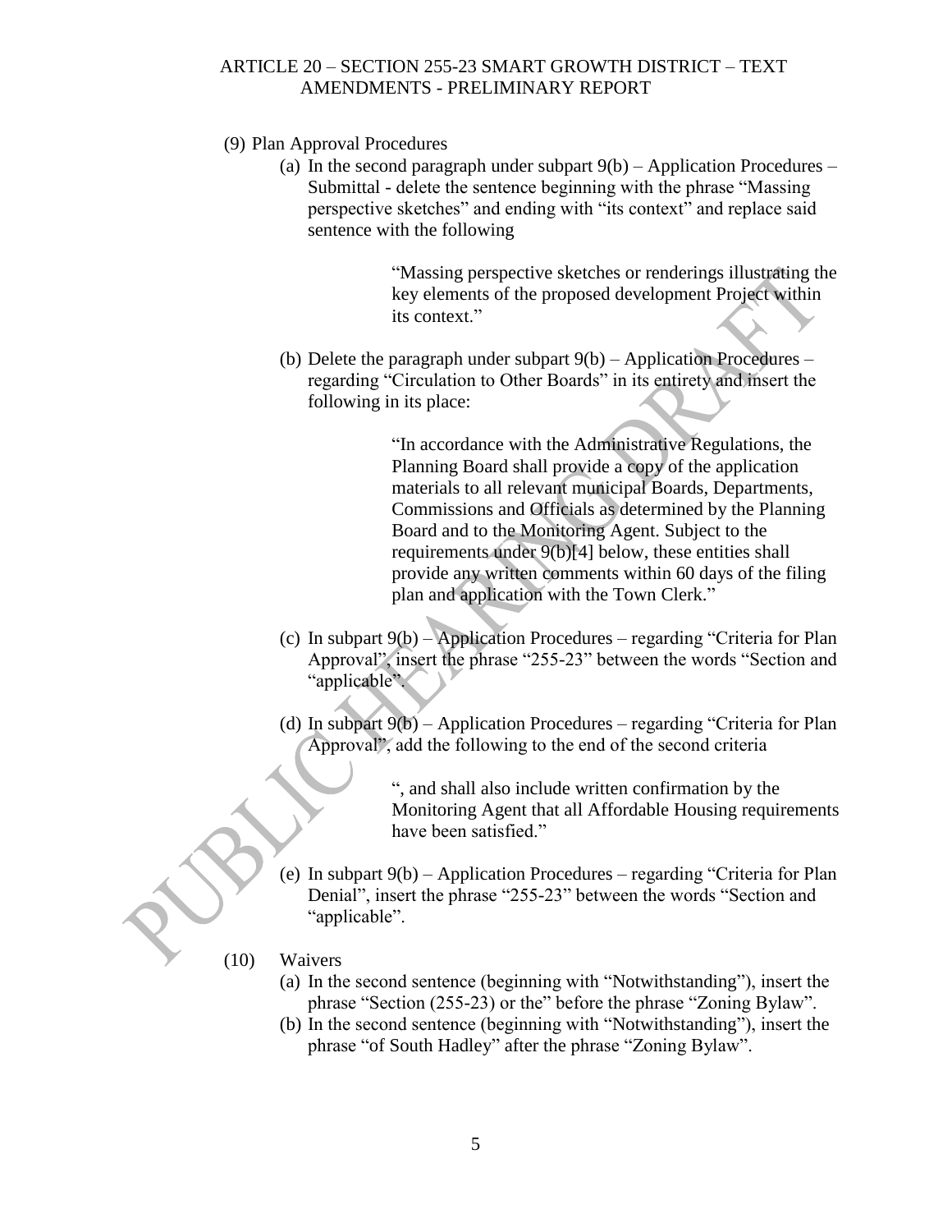(9) Plan Approval Procedures

(a) In the second paragraph under subpart 9(b) – Application Procedures – Submittal - delete the sentence beginning with the phrase "Massing perspective sketches" and ending with "its context" and replace said sentence with the following

> "Massing perspective sketches or renderings illustrating the key elements of the proposed development Project within its context."

(b) Delete the paragraph under subpart 9(b) – Application Procedures – regarding "Circulation to Other Boards" in its entirety and insert the following in its place:

> "In accordance with the Administrative Regulations, the Planning Board shall provide a copy of the application materials to all relevant municipal Boards, Departments, Commissions and Officials as determined by the Planning Board and to the Monitoring Agent. Subject to the requirements under 9(b)[4] below, these entities shall provide any written comments within 60 days of the filing plan and application with the Town Clerk."

(c) In subpart 9(b) – Application Procedures – regarding "Criteria for Plan Approval", insert the phrase "255-23" between the words "Section and "applicable".

(d) In subpart 9(b) – Application Procedures – regarding "Criteria for Plan Approval", add the following to the end of the second criteria

> ", and shall also include written confirmation by the Monitoring Agent that all Affordable Housing requirements have been satisfied."

(e) In subpart 9(b) – Application Procedures – regarding "Criteria for Plan Denial", insert the phrase "255-23" between the words "Section and "applicable".

(10) Waivers

(a) In the second sentence (beginning with "Notwithstanding"), insert the phrase "Section (255-23) or the" before the phrase "Zoning Bylaw".

(b) In the second sentence (beginning with "Notwithstanding"), insert the phrase "of South Hadley" after the phrase "Zoning Bylaw".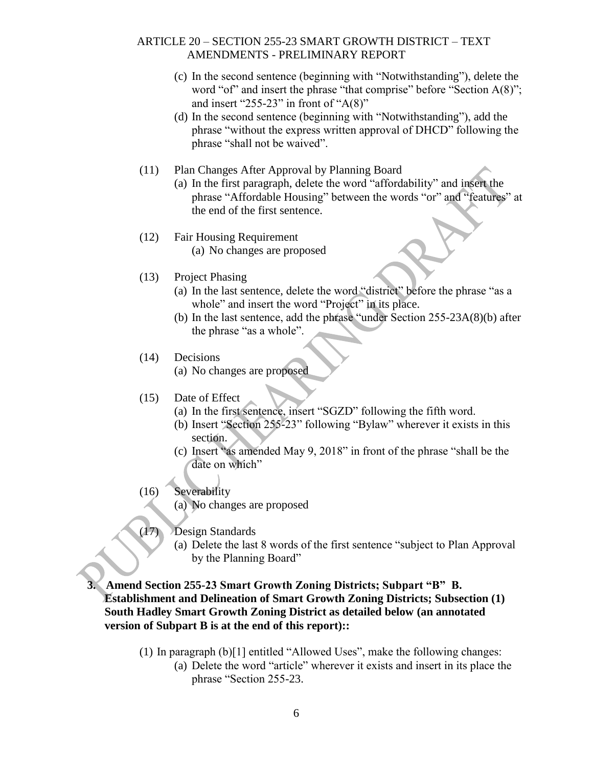(c) In the second sentence (beginning with "Notwithstanding"), delete the word "of" and insert the phrase "that comprise" before "Section A(8)"; and insert "255-23" in front of "A(8)"

(d) In the second sentence (beginning with "Notwithstanding"), add the phrase "without the express written approval of DHCD" following the phrase "shall not be waived".

(11) Plan Changes After Approval by Planning Board

(a) In the first paragraph, delete the word "affordability" and insert the phrase "Affordable Housing" between the words "or" and "features" at the end of the first sentence.

(12) Fair Housing Requirement

(a) No changes are proposed

(13) Project Phasing

(a) In the last sentence, delete the word "district" before the phrase "as a whole" and insert the word "Project" in its place.

(b) In the last sentence, add the phrase "under Section 255-23A(8)(b) after the phrase "as a whole".

(14) Decisions

(a) No changes are proposed

(15) Date of Effect

(a) In the first sentence, insert "SGZD" following the fifth word.

(b) Insert "Section 255-23" following "Bylaw" wherever it exists in this section.

(c) Insert "as amended May 9, 2018" in front of the phrase "shall be the date on which"

(16) Severability

(a) No changes are proposed

(17) Design Standards

(a) Delete the last 8 words of the first sentence "subject to Plan Approval by the Planning Board"

**3. Amend Section 255-23 Smart Growth Zoning Districts; Subpart "B" B. Establishment and Delineation of Smart Growth Zoning Districts; Subsection (1) South Hadley Smart Growth Zoning District as detailed below (an annotated version of Subpart B is at the end of this report)::**

(1) In paragraph (b)[1] entitled "Allowed Uses", make the following changes:

(a) Delete the word "article" wherever it exists and insert in its place the phrase "Section 255-23.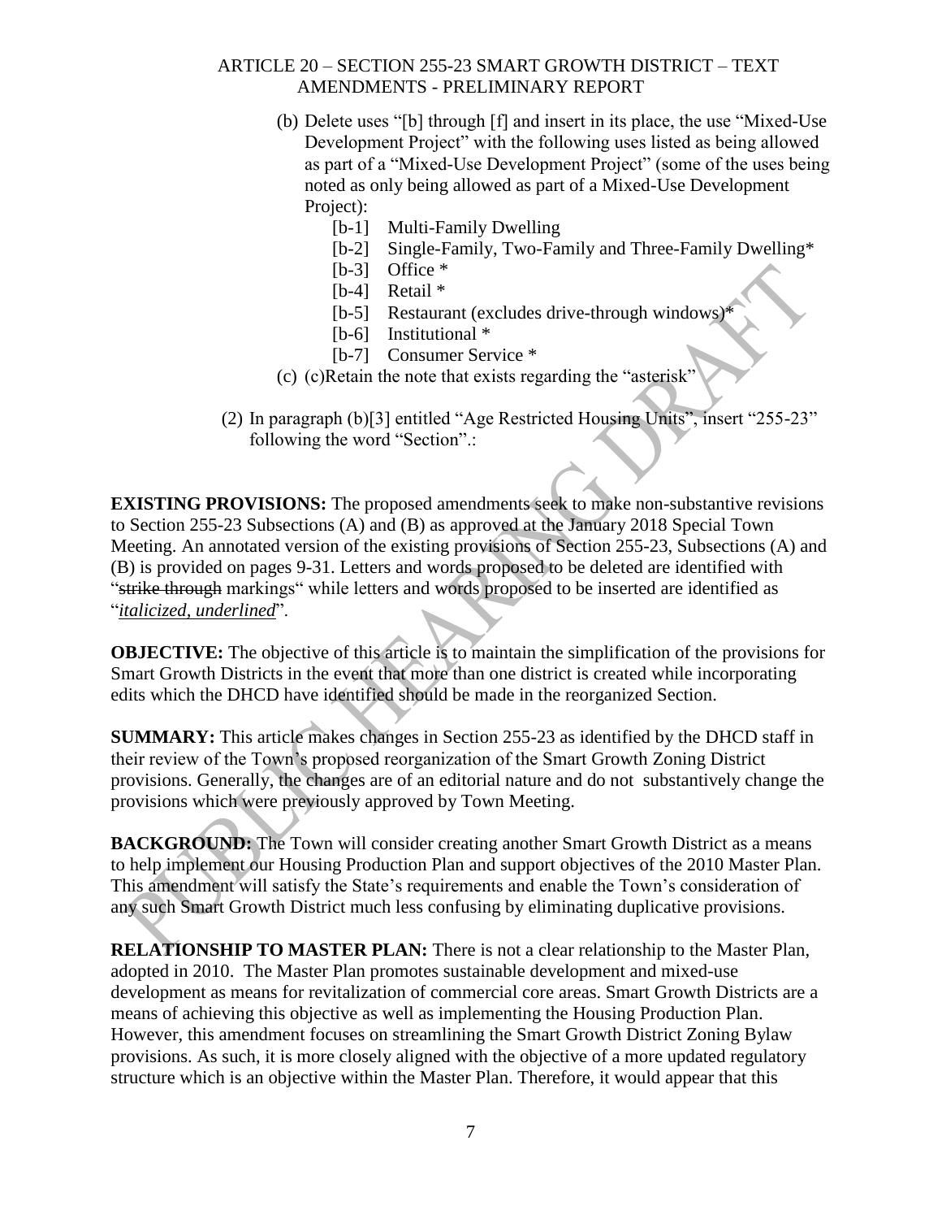(b) Delete uses "[b] through [f] and insert in its place, the use "Mixed-Use Development Project" with the following uses listed as being allowed as part of a "Mixed-Use Development Project" (some of the uses being noted as only being allowed as part of a Mixed-Use Development Project):

[b-1] Multi-Family Dwelling
[b-2] Single-Family, Two-Family and Three-Family Dwelling*
[b-3] Office *
[b-4] Retail *
[b-5] Restaurant (excludes drive-through windows)*
[b-6] Institutional *
[b-7] Consumer Service *

(c) (c)Retain the note that exists regarding the "asterisk"

(2) In paragraph (b)[3] entitled "Age Restricted Housing Units", insert "255-23" following the word "Section".:

**EXISTING PROVISIONS:** The proposed amendments seek to make non-substantive revisions to Section 255-23 Subsections (A) and (B) as approved at the January 2018 Special Town Meeting. An annotated version of the existing provisions of Section 255-23, Subsections (A) and (B) is provided on pages 9-31. Letters and words proposed to be deleted are identified with "~~strike through~~ markings" while letters and words proposed to be inserted are identified as "*italicized, underlined*".

**OBJECTIVE:** The objective of this article is to maintain the simplification of the provisions for Smart Growth Districts in the event that more than one district is created while incorporating edits which the DHCD have identified should be made in the reorganized Section.

**SUMMARY:** This article makes changes in Section 255-23 as identified by the DHCD staff in their review of the Town's proposed reorganization of the Smart Growth Zoning District provisions. Generally, the changes are of an editorial nature and do not substantively change the provisions which were previously approved by Town Meeting.

**BACKGROUND:** The Town will consider creating another Smart Growth District as a means to help implement our Housing Production Plan and support objectives of the 2010 Master Plan. This amendment will satisfy the State's requirements and enable the Town's consideration of any such Smart Growth District much less confusing by eliminating duplicative provisions.

**RELATIONSHIP TO MASTER PLAN:** There is not a clear relationship to the Master Plan, adopted in 2010. The Master Plan promotes sustainable development and mixed-use development as means for revitalization of commercial core areas. Smart Growth Districts are a means of achieving this objective as well as implementing the Housing Production Plan. However, this amendment focuses on streamlining the Smart Growth District Zoning Bylaw provisions. As such, it is more closely aligned with the objective of a more updated regulatory structure which is an objective within the Master Plan. Therefore, it would appear that this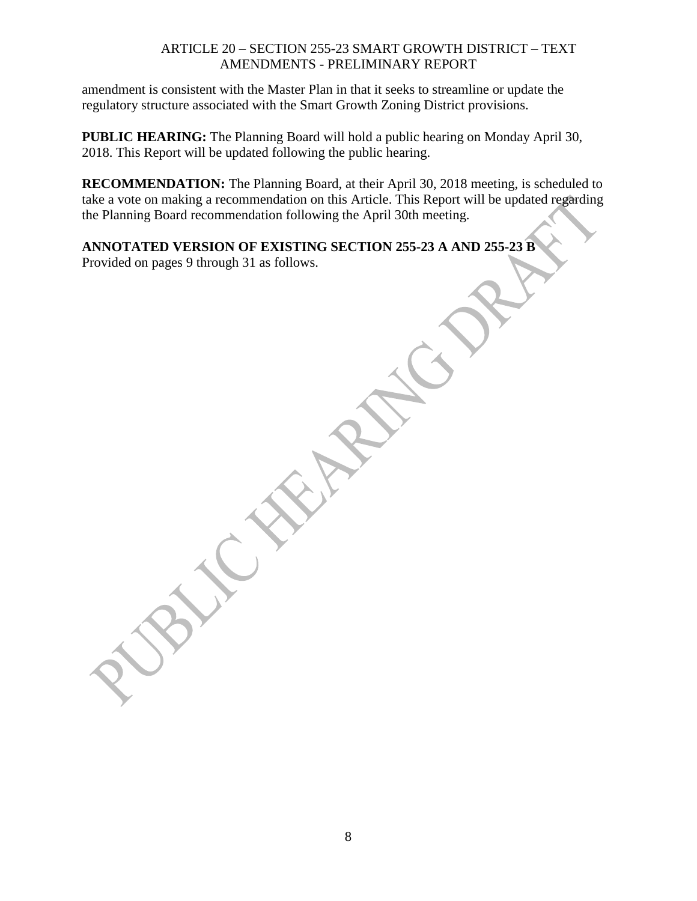amendment is consistent with the Master Plan in that it seeks to streamline or update the regulatory structure associated with the Smart Growth Zoning District provisions.

**PUBLIC HEARING:** The Planning Board will hold a public hearing on Monday April 30, 2018. This Report will be updated following the public hearing.

**RECOMMENDATION:** The Planning Board, at their April 30, 2018 meeting, is scheduled to take a vote on making a recommendation on this Article. This Report will be updated regarding the Planning Board recommendation following the April 30th meeting.

**ANNOTATED VERSION OF EXISTING SECTION 255-23 A AND 255-23 B**
Provided on pages 9 through 31 as follows.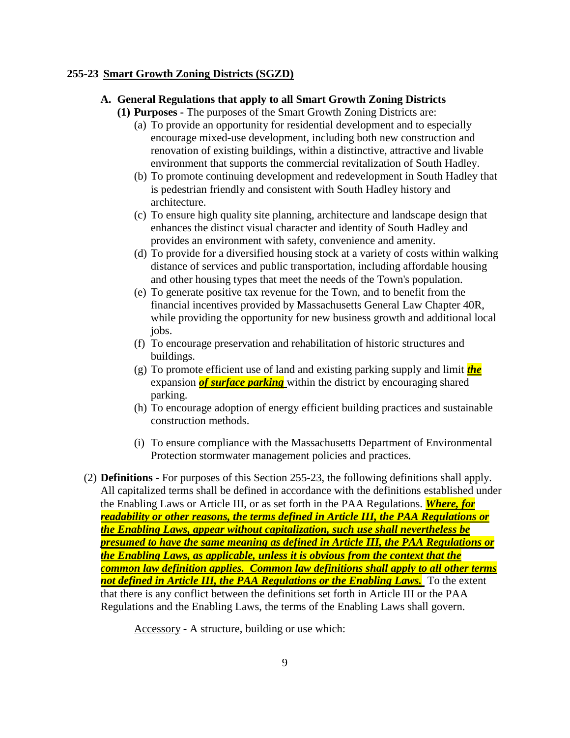**255-23 Smart Growth Zoning Districts (SGZD)**

**A. General Regulations that apply to all Smart Growth Zoning Districts**

**(1) Purposes -** The purposes of the Smart Growth Zoning Districts are:

(a) To provide an opportunity for residential development and to especially encourage mixed-use development, including both new construction and renovation of existing buildings, within a distinctive, attractive and livable environment that supports the commercial revitalization of South Hadley.

(b) To promote continuing development and redevelopment in South Hadley that is pedestrian friendly and consistent with South Hadley history and architecture.

(c) To ensure high quality site planning, architecture and landscape design that enhances the distinct visual character and identity of South Hadley and provides an environment with safety, convenience and amenity.

(d) To provide for a diversified housing stock at a variety of costs within walking distance of services and public transportation, including affordable housing and other housing types that meet the needs of the Town's population.

(e) To generate positive tax revenue for the Town, and to benefit from the financial incentives provided by Massachusetts General Law Chapter 40R, while providing the opportunity for new business growth and additional local jobs.

(f) To encourage preservation and rehabilitation of historic structures and buildings.

(g) To promote efficient use of land and existing parking supply and limit ***the*** expansion ***of surface parking*** within the district by encouraging shared parking.

(h) To encourage adoption of energy efficient building practices and sustainable construction methods.

(i) To ensure compliance with the Massachusetts Department of Environmental Protection stormwater management policies and practices.

(2) **Definitions -** For purposes of this Section 255-23, the following definitions shall apply. All capitalized terms shall be defined in accordance with the definitions established under the Enabling Laws or Article III, or as set forth in the PAA Regulations. ***Where, for readability or other reasons, the terms defined in Article III, the PAA Regulations or the Enabling Laws, appear without capitalization, such use shall nevertheless be presumed to have the same meaning as defined in Article III, the PAA Regulations or the Enabling Laws, as applicable, unless it is obvious from the context that the common law definition applies. Common law definitions shall apply to all other terms not defined in Article III, the PAA Regulations or the Enabling Laws.*** To the extent that there is any conflict between the definitions set forth in Article III or the PAA Regulations and the Enabling Laws, the terms of the Enabling Laws shall govern.

Accessory - A structure, building or use which: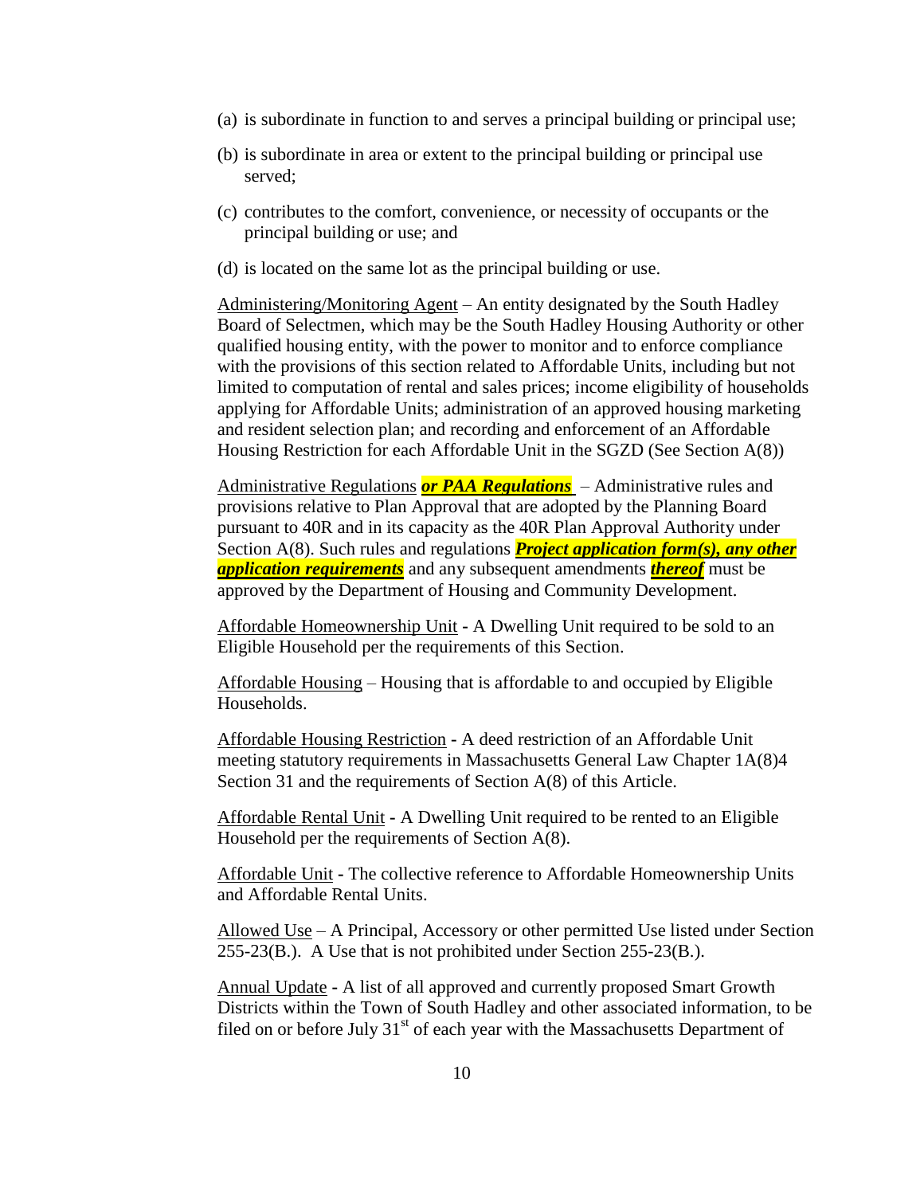(a) is subordinate in function to and serves a principal building or principal use;

(b) is subordinate in area or extent to the principal building or principal use served;

(c) contributes to the comfort, convenience, or necessity of occupants or the principal building or use; and

(d) is located on the same lot as the principal building or use.

Administering/Monitoring Agent – An entity designated by the South Hadley Board of Selectmen, which may be the South Hadley Housing Authority or other qualified housing entity, with the power to monitor and to enforce compliance with the provisions of this section related to Affordable Units, including but not limited to computation of rental and sales prices; income eligibility of households applying for Affordable Units; administration of an approved housing marketing and resident selection plan; and recording and enforcement of an Affordable Housing Restriction for each Affordable Unit in the SGZD (See Section A(8))

Administrative Regulations ***or PAA Regulations*** – Administrative rules and provisions relative to Plan Approval that are adopted by the Planning Board pursuant to 40R and in its capacity as the 40R Plan Approval Authority under Section A(8). Such rules and regulations ***Project application form(s), any other application requirements*** and any subsequent amendments ***thereof*** must be approved by the Department of Housing and Community Development.

Affordable Homeownership Unit - A Dwelling Unit required to be sold to an Eligible Household per the requirements of this Section.

Affordable Housing – Housing that is affordable to and occupied by Eligible Households.

Affordable Housing Restriction - A deed restriction of an Affordable Unit meeting statutory requirements in Massachusetts General Law Chapter 1A(8)4 Section 31 and the requirements of Section A(8) of this Article.

Affordable Rental Unit - A Dwelling Unit required to be rented to an Eligible Household per the requirements of Section A(8).

Affordable Unit - The collective reference to Affordable Homeownership Units and Affordable Rental Units.

Allowed Use – A Principal, Accessory or other permitted Use listed under Section 255-23(B.). A Use that is not prohibited under Section 255-23(B.).

Annual Update - A list of all approved and currently proposed Smart Growth Districts within the Town of South Hadley and other associated information, to be filed on or before July 31st of each year with the Massachusetts Department of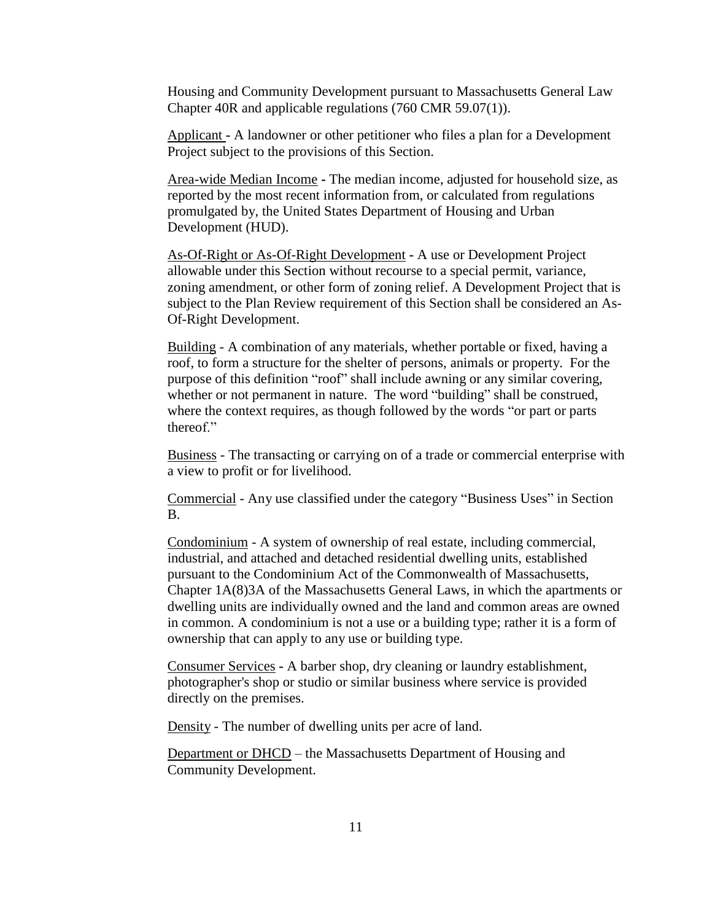Housing and Community Development pursuant to Massachusetts General Law Chapter 40R and applicable regulations (760 CMR 59.07(1)).

<u>Applicant</u> - A landowner or other petitioner who files a plan for a Development Project subject to the provisions of this Section.

<u>Area-wide Median Income</u> - The median income, adjusted for household size, as reported by the most recent information from, or calculated from regulations promulgated by, the United States Department of Housing and Urban Development (HUD).

<u>As-Of-Right or As-Of-Right Development</u> - A use or Development Project allowable under this Section without recourse to a special permit, variance, zoning amendment, or other form of zoning relief. A Development Project that is subject to the Plan Review requirement of this Section shall be considered an As-Of-Right Development.

<u>Building</u> - A combination of any materials, whether portable or fixed, having a roof, to form a structure for the shelter of persons, animals or property. For the purpose of this definition "roof" shall include awning or any similar covering, whether or not permanent in nature. The word "building" shall be construed, where the context requires, as though followed by the words "or part or parts thereof."

<u>Business</u> - The transacting or carrying on of a trade or commercial enterprise with a view to profit or for livelihood.

<u>Commercial</u> - Any use classified under the category "Business Uses" in Section B.

<u>Condominium</u> - A system of ownership of real estate, including commercial, industrial, and attached and detached residential dwelling units, established pursuant to the Condominium Act of the Commonwealth of Massachusetts, Chapter 1A(8)3A of the Massachusetts General Laws, in which the apartments or dwelling units are individually owned and the land and common areas are owned in common. A condominium is not a use or a building type; rather it is a form of ownership that can apply to any use or building type.

<u>Consumer Services</u> - A barber shop, dry cleaning or laundry establishment, photographer's shop or studio or similar business where service is provided directly on the premises.

<u>Density</u> - The number of dwelling units per acre of land.

<u>Department or DHCD</u> – the Massachusetts Department of Housing and Community Development.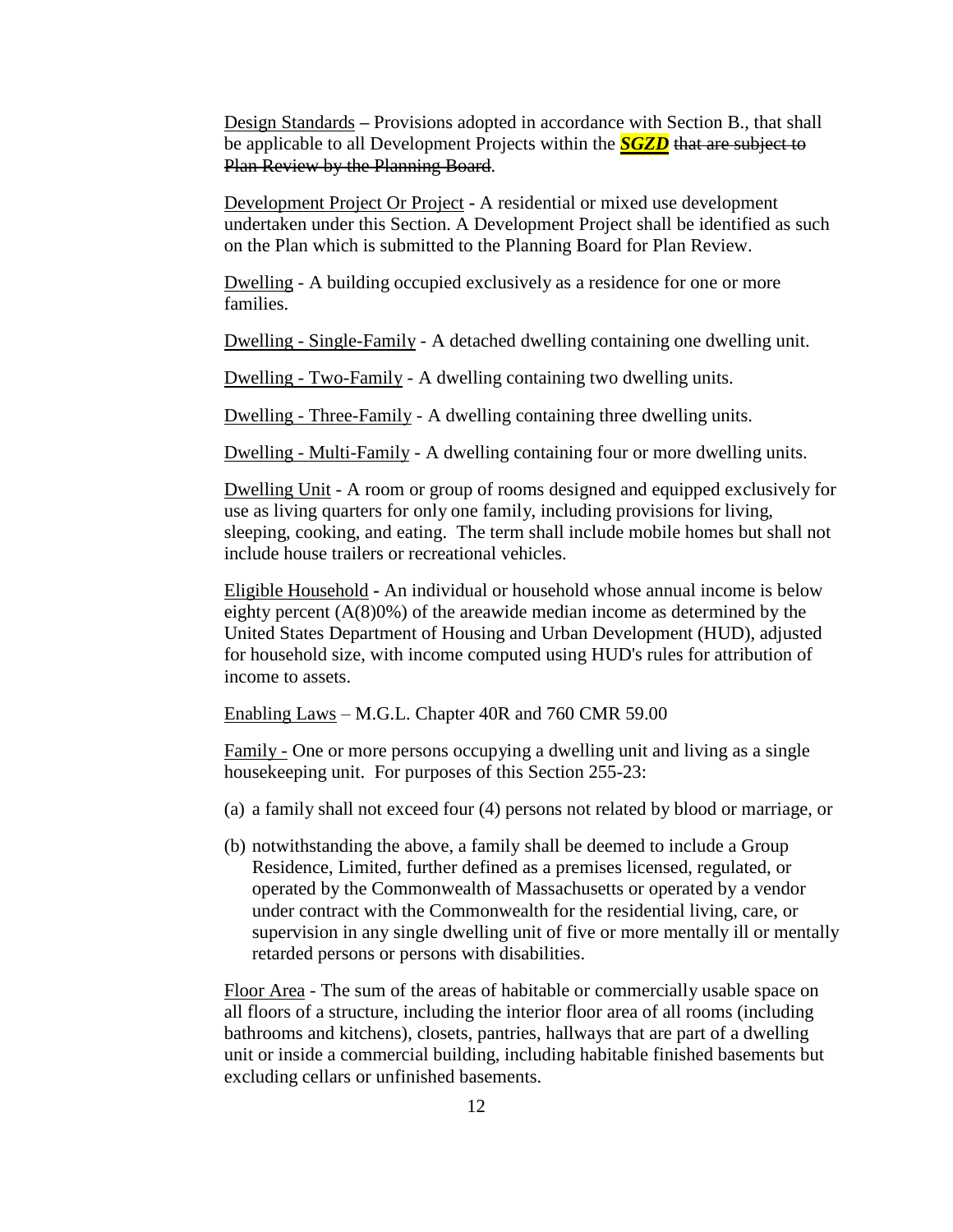Design Standards – Provisions adopted in accordance with Section B., that shall be applicable to all Development Projects within the ***SGZD*** ~~that are subject to Plan Review by the Planning Board~~.

Development Project Or Project - A residential or mixed use development undertaken under this Section. A Development Project shall be identified as such on the Plan which is submitted to the Planning Board for Plan Review.

Dwelling - A building occupied exclusively as a residence for one or more families.

Dwelling - Single-Family - A detached dwelling containing one dwelling unit.

Dwelling - Two-Family - A dwelling containing two dwelling units.

Dwelling - Three-Family - A dwelling containing three dwelling units.

Dwelling - Multi-Family - A dwelling containing four or more dwelling units.

Dwelling Unit - A room or group of rooms designed and equipped exclusively for use as living quarters for only one family, including provisions for living, sleeping, cooking, and eating. The term shall include mobile homes but shall not include house trailers or recreational vehicles.

Eligible Household - An individual or household whose annual income is below eighty percent (A(8)0%) of the areawide median income as determined by the United States Department of Housing and Urban Development (HUD), adjusted for household size, with income computed using HUD's rules for attribution of income to assets.

Enabling Laws – M.G.L. Chapter 40R and 760 CMR 59.00

Family - One or more persons occupying a dwelling unit and living as a single housekeeping unit. For purposes of this Section 255-23:

(a) a family shall not exceed four (4) persons not related by blood or marriage, or

(b) notwithstanding the above, a family shall be deemed to include a Group Residence, Limited, further defined as a premises licensed, regulated, or operated by the Commonwealth of Massachusetts or operated by a vendor under contract with the Commonwealth for the residential living, care, or supervision in any single dwelling unit of five or more mentally ill or mentally retarded persons or persons with disabilities.

Floor Area - The sum of the areas of habitable or commercially usable space on all floors of a structure, including the interior floor area of all rooms (including bathrooms and kitchens), closets, pantries, hallways that are part of a dwelling unit or inside a commercial building, including habitable finished basements but excluding cellars or unfinished basements.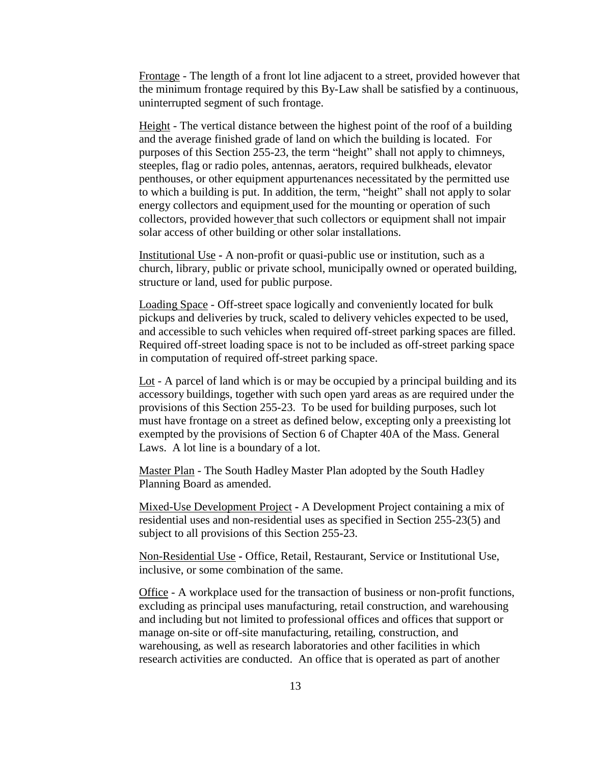Frontage - The length of a front lot line adjacent to a street, provided however that the minimum frontage required by this By-Law shall be satisfied by a continuous, uninterrupted segment of such frontage.

Height - The vertical distance between the highest point of the roof of a building and the average finished grade of land on which the building is located. For purposes of this Section 255-23, the term "height" shall not apply to chimneys, steeples, flag or radio poles, antennas, aerators, required bulkheads, elevator penthouses, or other equipment appurtenances necessitated by the permitted use to which a building is put. In addition, the term, "height" shall not apply to solar energy collectors and equipment used for the mounting or operation of such collectors, provided however that such collectors or equipment shall not impair solar access of other building or other solar installations.

Institutional Use - A non-profit or quasi-public use or institution, such as a church, library, public or private school, municipally owned or operated building, structure or land, used for public purpose.

Loading Space - Off-street space logically and conveniently located for bulk pickups and deliveries by truck, scaled to delivery vehicles expected to be used, and accessible to such vehicles when required off-street parking spaces are filled. Required off-street loading space is not to be included as off-street parking space in computation of required off-street parking space.

Lot - A parcel of land which is or may be occupied by a principal building and its accessory buildings, together with such open yard areas as are required under the provisions of this Section 255-23. To be used for building purposes, such lot must have frontage on a street as defined below, excepting only a preexisting lot exempted by the provisions of Section 6 of Chapter 40A of the Mass. General Laws. A lot line is a boundary of a lot.

Master Plan - The South Hadley Master Plan adopted by the South Hadley Planning Board as amended.

Mixed-Use Development Project - A Development Project containing a mix of residential uses and non-residential uses as specified in Section 255-23(5) and subject to all provisions of this Section 255-23.

Non-Residential Use - Office, Retail, Restaurant, Service or Institutional Use, inclusive, or some combination of the same.

Office - A workplace used for the transaction of business or non-profit functions, excluding as principal uses manufacturing, retail construction, and warehousing and including but not limited to professional offices and offices that support or manage on-site or off-site manufacturing, retailing, construction, and warehousing, as well as research laboratories and other facilities in which research activities are conducted. An office that is operated as part of another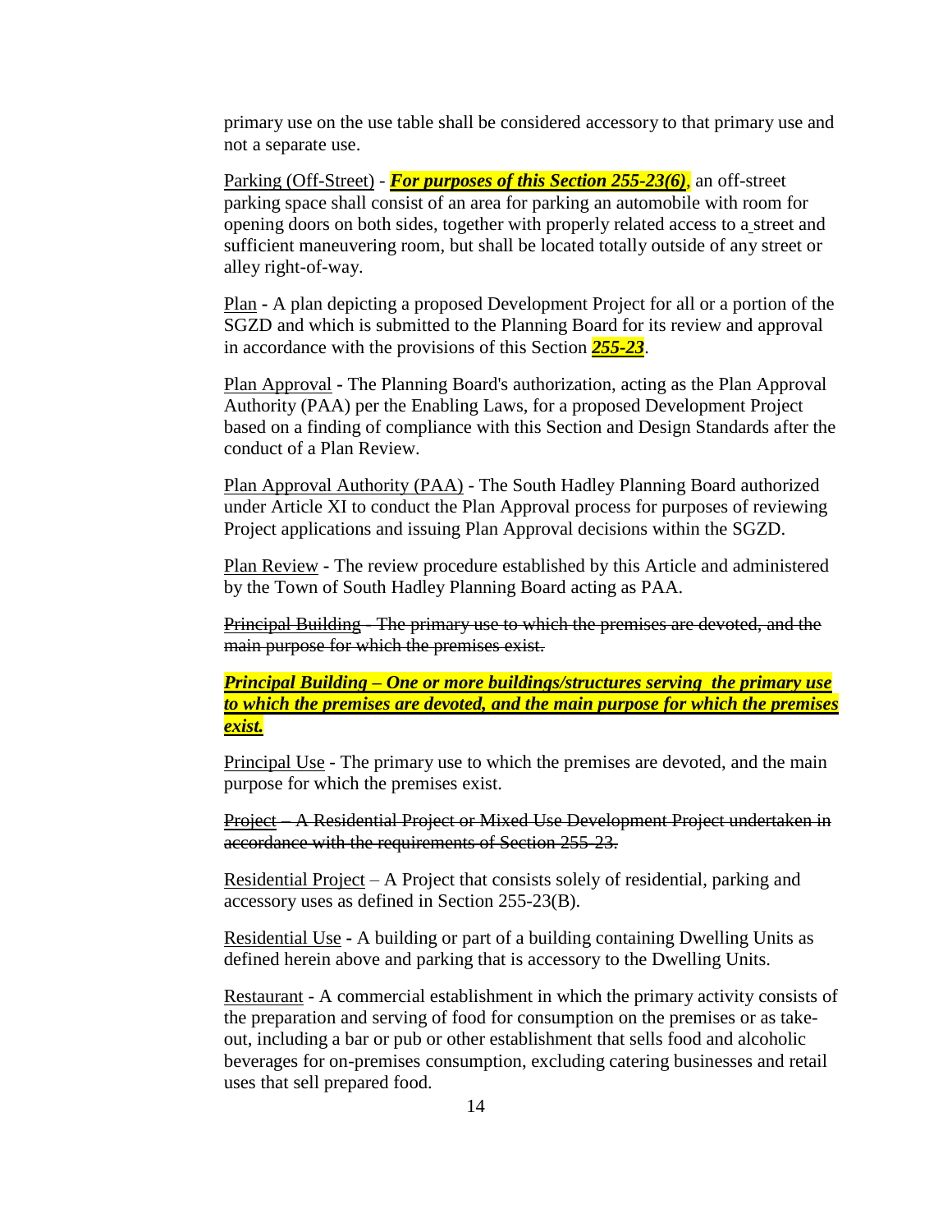primary use on the use table shall be considered accessory to that primary use and not a separate use.

<u>Parking (Off-Street)</u> - ***<u>For purposes of this Section 255-23(6)</u>***, an off-street parking space shall consist of an area for parking an automobile with room for opening doors on both sides, together with properly related access to a street and sufficient maneuvering room, but shall be located totally outside of any street or alley right-of-way.

<u>Plan</u> **-** A plan depicting a proposed Development Project for all or a portion of the SGZD and which is submitted to the Planning Board for its review and approval in accordance with the provisions of this Section ***<u>255-23</u>***.

<u>Plan Approval</u> **-** The Planning Board's authorization, acting as the Plan Approval Authority (PAA) per the Enabling Laws, for a proposed Development Project based on a finding of compliance with this Section and Design Standards after the conduct of a Plan Review.

<u>Plan Approval Authority (PAA)</u> - The South Hadley Planning Board authorized under Article XI to conduct the Plan Approval process for purposes of reviewing Project applications and issuing Plan Approval decisions within the SGZD.

<u>Plan Review</u> **-** The review procedure established by this Article and administered by the Town of South Hadley Planning Board acting as PAA.

~~Principal Building - The primary use to which the premises are devoted, and the main purpose for which the premises exist.~~

***<u>Principal Building – One or more buildings/structures serving the primary use to which the premises are devoted, and the main purpose for which the premises exist.</u>***

<u>Principal Use</u> - The primary use to which the premises are devoted, and the main purpose for which the premises exist.

~~Project – A Residential Project or Mixed Use Development Project undertaken in accordance with the requirements of Section 255-23.~~

<u>Residential Project</u> – A Project that consists solely of residential, parking and accessory uses as defined in Section 255-23(B).

<u>Residential Use</u> **-** A building or part of a building containing Dwelling Units as defined herein above and parking that is accessory to the Dwelling Units.

<u>Restaurant</u> - A commercial establishment in which the primary activity consists of the preparation and serving of food for consumption on the premises or as take-out, including a bar or pub or other establishment that sells food and alcoholic beverages for on-premises consumption, excluding catering businesses and retail uses that sell prepared food.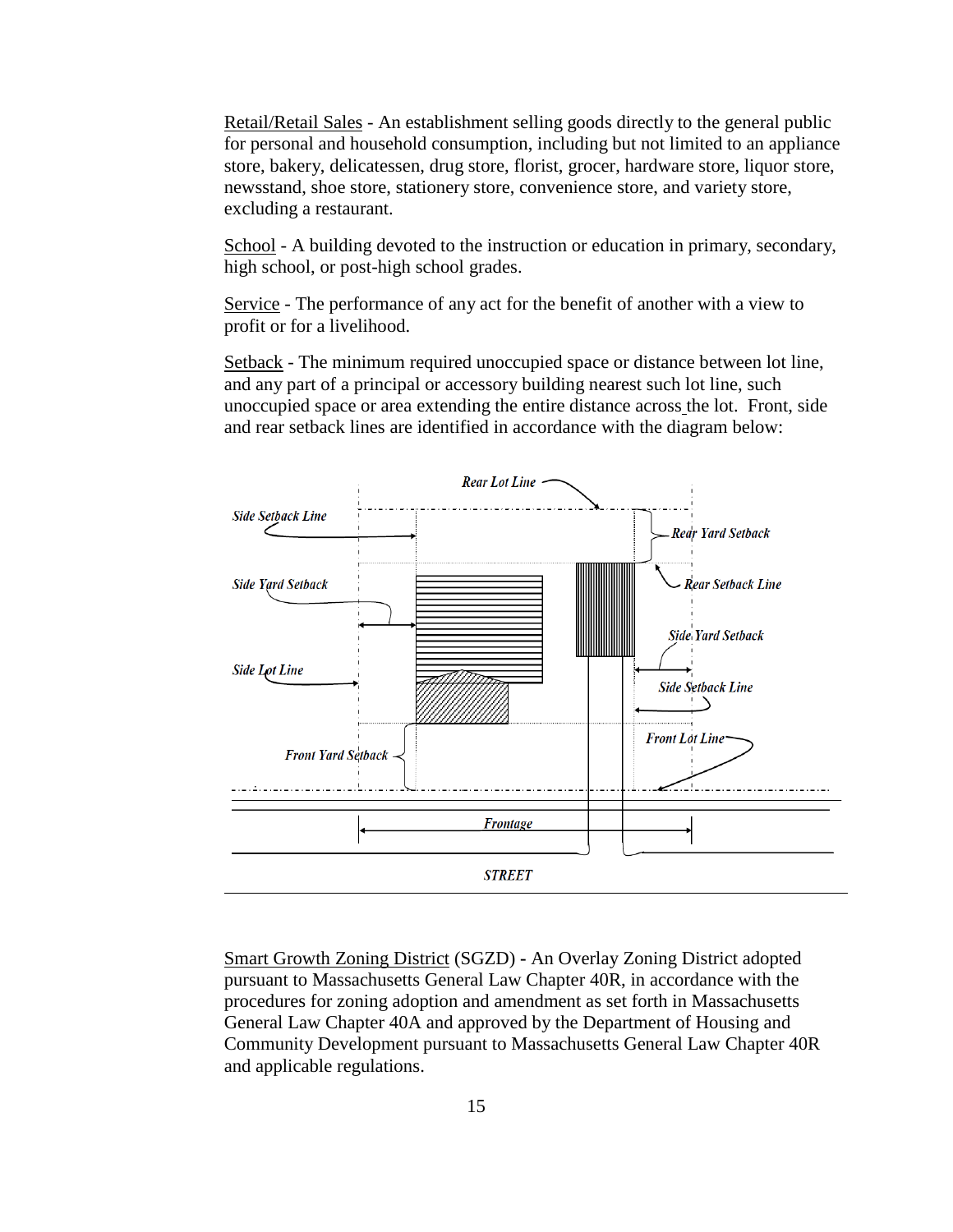<u>Retail/Retail Sales</u> - An establishment selling goods directly to the general public for personal and household consumption, including but not limited to an appliance store, bakery, delicatessen, drug store, florist, grocer, hardware store, liquor store, newsstand, shoe store, stationery store, convenience store, and variety store, excluding a restaurant.

<u>School</u> - A building devoted to the instruction or education in primary, secondary, high school, or post-high school grades.

<u>Service</u> - The performance of any act for the benefit of another with a view to profit or for a livelihood.

<u>Setback</u> - The minimum required unoccupied space or distance between lot line, and any part of a principal or accessory building nearest such lot line, such unoccupied space or area extending the entire distance across the lot. Front, side and rear setback lines are identified in accordance with the diagram below:

*Rear Lot Line*

*Side Setback Line*

*Rear Yard Setback*

*Side Yard Setback*

*Rear Setback Line*

*Side Yard Setback*

*Side Lot Line*

*Side Setback Line*

*Front Lot Line*

*Front Yard Setback*

*Frontage*

*STREET*

<u>Smart Growth Zoning District</u> (SGZD) **-** An Overlay Zoning District adopted pursuant to Massachusetts General Law Chapter 40R, in accordance with the procedures for zoning adoption and amendment as set forth in Massachusetts General Law Chapter 40A and approved by the Department of Housing and Community Development pursuant to Massachusetts General Law Chapter 40R and applicable regulations.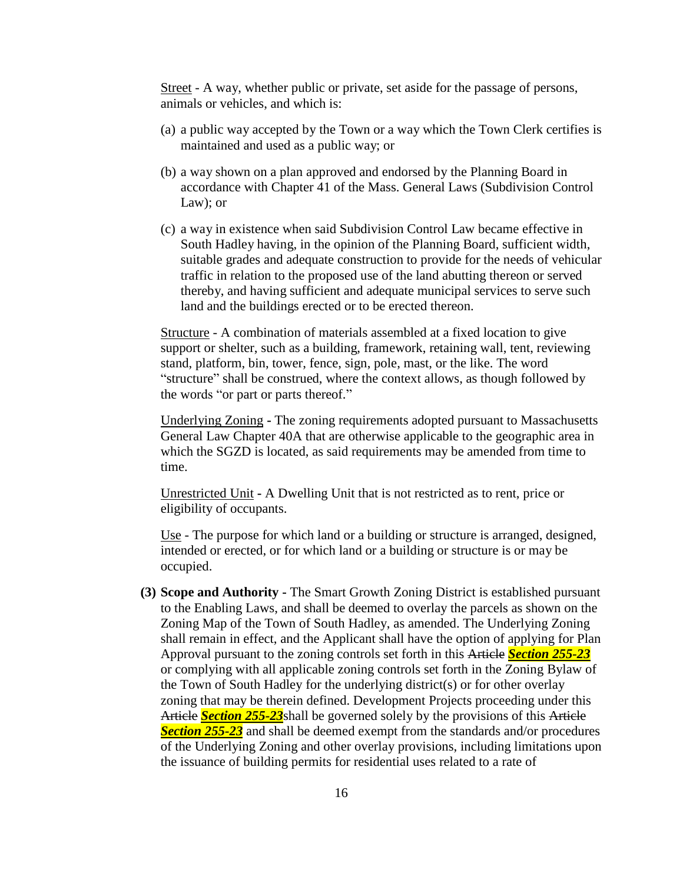Street - A way, whether public or private, set aside for the passage of persons, animals or vehicles, and which is:

(a) a public way accepted by the Town or a way which the Town Clerk certifies is maintained and used as a public way; or

(b) a way shown on a plan approved and endorsed by the Planning Board in accordance with Chapter 41 of the Mass. General Laws (Subdivision Control Law); or

(c) a way in existence when said Subdivision Control Law became effective in South Hadley having, in the opinion of the Planning Board, sufficient width, suitable grades and adequate construction to provide for the needs of vehicular traffic in relation to the proposed use of the land abutting thereon or served thereby, and having sufficient and adequate municipal services to serve such land and the buildings erected or to be erected thereon.

Structure - A combination of materials assembled at a fixed location to give support or shelter, such as a building, framework, retaining wall, tent, reviewing stand, platform, bin, tower, fence, sign, pole, mast, or the like. The word "structure" shall be construed, where the context allows, as though followed by the words "or part or parts thereof."

Underlying Zoning - The zoning requirements adopted pursuant to Massachusetts General Law Chapter 40A that are otherwise applicable to the geographic area in which the SGZD is located, as said requirements may be amended from time to time.

Unrestricted Unit - A Dwelling Unit that is not restricted as to rent, price or eligibility of occupants.

Use - The purpose for which land or a building or structure is arranged, designed, intended or erected, or for which land or a building or structure is or may be occupied.

**(3) Scope and Authority** - The Smart Growth Zoning District is established pursuant to the Enabling Laws, and shall be deemed to overlay the parcels as shown on the Zoning Map of the Town of South Hadley, as amended. The Underlying Zoning shall remain in effect, and the Applicant shall have the option of applying for Plan Approval pursuant to the zoning controls set forth in this ~~Article~~ ***Section 255-23*** or complying with all applicable zoning controls set forth in the Zoning Bylaw of the Town of South Hadley for the underlying district(s) or for other overlay zoning that may be therein defined. Development Projects proceeding under this ~~Article~~ ***Section 255-23*** shall be governed solely by the provisions of this ~~Article~~ ***Section 255-23*** and shall be deemed exempt from the standards and/or procedures of the Underlying Zoning and other overlay provisions, including limitations upon the issuance of building permits for residential uses related to a rate of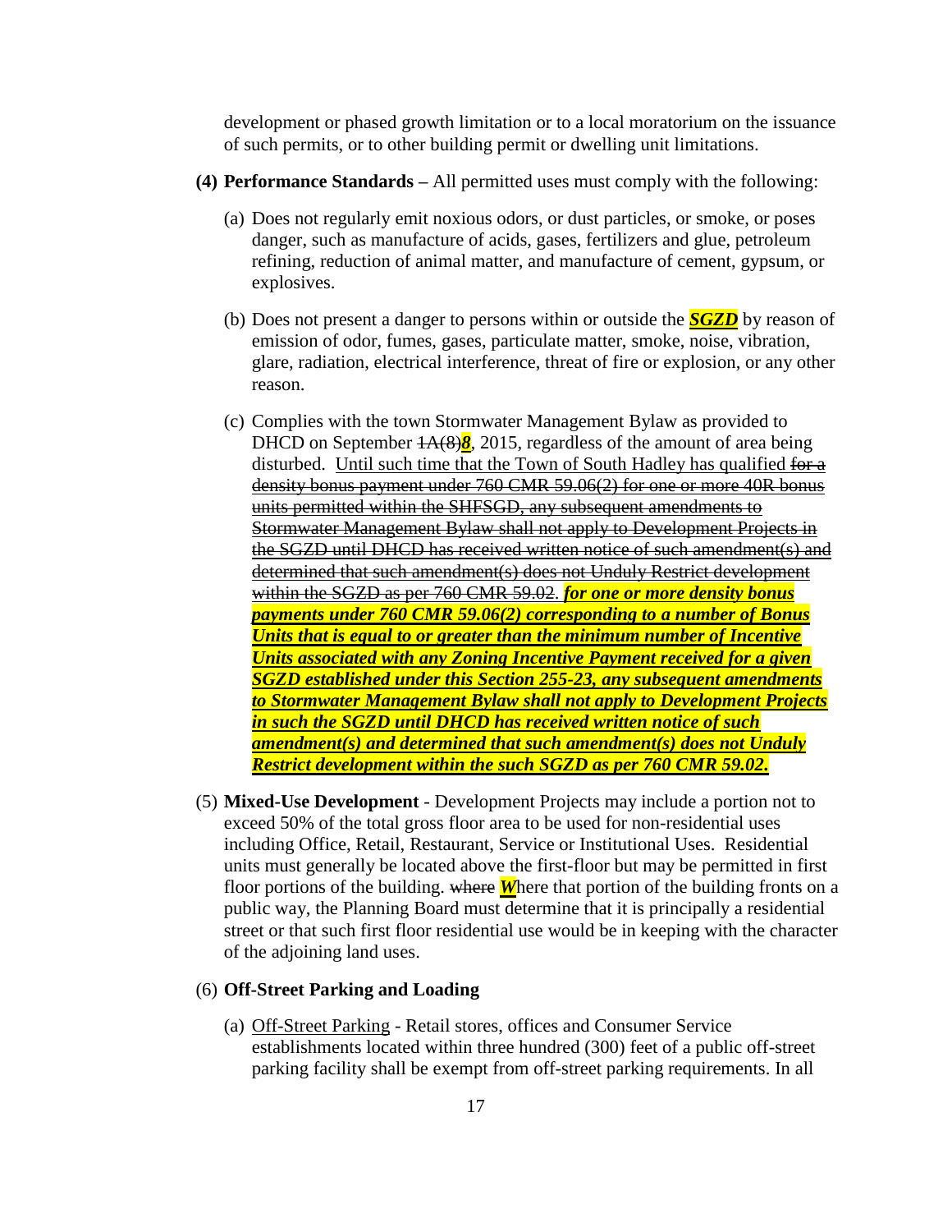development or phased growth limitation or to a local moratorium on the issuance of such permits, or to other building permit or dwelling unit limitations.

**(4) Performance Standards** – All permitted uses must comply with the following:

(a) Does not regularly emit noxious odors, or dust particles, or smoke, or poses danger, such as manufacture of acids, gases, fertilizers and glue, petroleum refining, reduction of animal matter, and manufacture of cement, gypsum, or explosives.

(b) Does not present a danger to persons within or outside the ***SGZD*** by reason of emission of odor, fumes, gases, particulate matter, smoke, noise, vibration, glare, radiation, electrical interference, threat of fire or explosion, or any other reason.

(c) Complies with the town Stormwater Management Bylaw as provided to DHCD on September ~~1A(8)~~***8***, 2015, regardless of the amount of area being disturbed. Until such time that the Town of South Hadley has qualified ~~for a density bonus payment under 760 CMR 59.06(2) for one or more 40R bonus units permitted within the SHFSGD, any subsequent amendments to Stormwater Management Bylaw shall not apply to Development Projects in the SGZD until DHCD has received written notice of such amendment(s) and determined that such amendment(s) does not Unduly Restrict development within the SGZD as per 760 CMR 59.02.~~ ***for one or more density bonus payments under 760 CMR 59.06(2) corresponding to a number of Bonus Units that is equal to or greater than the minimum number of Incentive Units associated with any Zoning Incentive Payment received for a given SGZD established under this Section 255-23, any subsequent amendments to Stormwater Management Bylaw shall not apply to Development Projects in such the SGZD until DHCD has received written notice of such amendment(s) and determined that such amendment(s) does not Unduly Restrict development within the such SGZD as per 760 CMR 59.02.***

(5) **Mixed-Use Development** - Development Projects may include a portion not to exceed 50% of the total gross floor area to be used for non-residential uses including Office, Retail, Restaurant, Service or Institutional Uses. Residential units must generally be located above the first-floor but may be permitted in first floor portions of the building. ~~where~~ ***W***here that portion of the building fronts on a public way, the Planning Board must determine that it is principally a residential street or that such first floor residential use would be in keeping with the character of the adjoining land uses.

(6) **Off-Street Parking and Loading**

(a) Off-Street Parking - Retail stores, offices and Consumer Service establishments located within three hundred (300) feet of a public off-street parking facility shall be exempt from off-street parking requirements. In all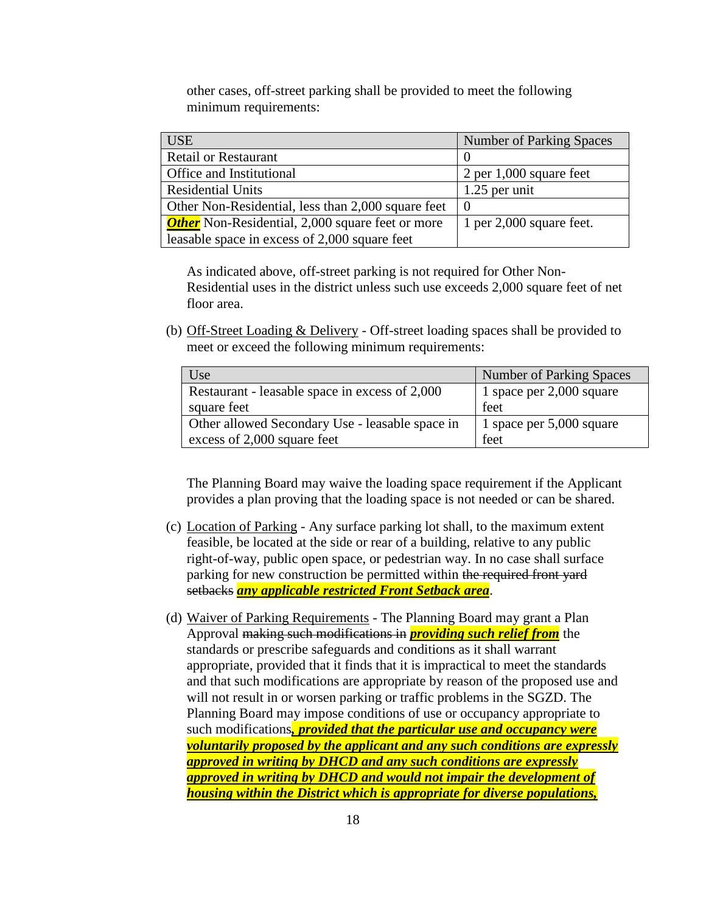other cases, off-street parking shall be provided to meet the following minimum requirements:

| USE | Number of Parking Spaces |
| --- | --- |
| Retail or Restaurant | 0 |
| Office and Institutional | 2 per 1,000 square feet |
| Residential Units | 1.25 per unit |
| Other Non-Residential, less than 2,000 square feet | 0 |
| ***Other*** Non-Residential, 2,000 square feet or more leasable space in excess of 2,000 square feet | 1 per 2,000 square feet. |

As indicated above, off-street parking is not required for Other Non-Residential uses in the district unless such use exceeds 2,000 square feet of net floor area.

(b) Off-Street Loading & Delivery - Off-street loading spaces shall be provided to meet or exceed the following minimum requirements:

| Use | Number of Parking Spaces |
| --- | --- |
| Restaurant - leasable space in excess of 2,000 square feet | 1 space per 2,000 square feet |
| Other allowed Secondary Use - leasable space in excess of 2,000 square feet | 1 space per 5,000 square feet |

The Planning Board may waive the loading space requirement if the Applicant provides a plan proving that the loading space is not needed or can be shared.

(c) Location of Parking - Any surface parking lot shall, to the maximum extent feasible, be located at the side or rear of a building, relative to any public right-of-way, public open space, or pedestrian way. In no case shall surface parking for new construction be permitted within ~~the required front yard setbacks~~ ***any applicable restricted Front Setback area***.

(d) Waiver of Parking Requirements - The Planning Board may grant a Plan Approval ~~making such modifications in~~ ***providing such relief from*** the standards or prescribe safeguards and conditions as it shall warrant appropriate, provided that it finds that it is impractical to meet the standards and that such modifications are appropriate by reason of the proposed use and will not result in or worsen parking or traffic problems in the SGZD. The Planning Board may impose conditions of use or occupancy appropriate to such modifications***, provided that the particular use and occupancy were voluntarily proposed by the applicant and any such conditions are expressly approved in writing by DHCD and any such conditions are expressly approved in writing by DHCD and would not impair the development of housing within the District which is appropriate for diverse populations,***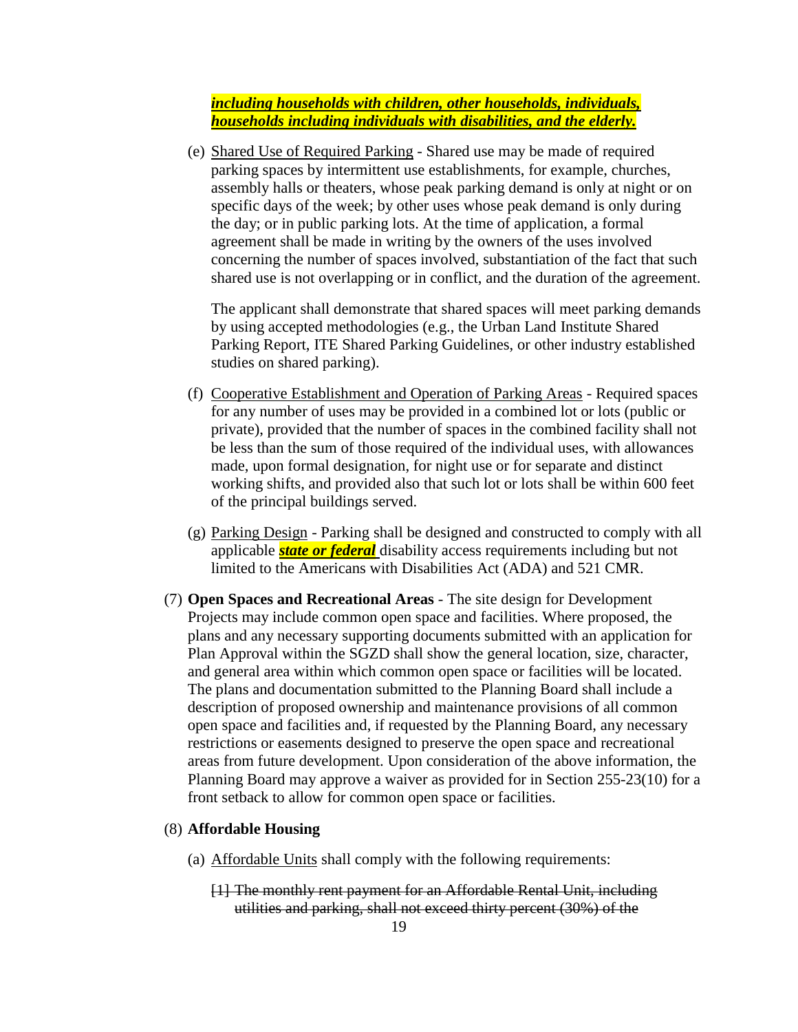***<u>including households with children, other households, individuals, households including individuals with disabilities, and the elderly.</u>***

(e) <u>Shared Use of Required Parking</u> - Shared use may be made of required parking spaces by intermittent use establishments, for example, churches, assembly halls or theaters, whose peak parking demand is only at night or on specific days of the week; by other uses whose peak demand is only during the day; or in public parking lots. At the time of application, a formal agreement shall be made in writing by the owners of the uses involved concerning the number of spaces involved, substantiation of the fact that such shared use is not overlapping or in conflict, and the duration of the agreement.

The applicant shall demonstrate that shared spaces will meet parking demands by using accepted methodologies (e.g., the Urban Land Institute Shared Parking Report, ITE Shared Parking Guidelines, or other industry established studies on shared parking).

(f) <u>Cooperative Establishment and Operation of Parking Areas</u> - Required spaces for any number of uses may be provided in a combined lot or lots (public or private), provided that the number of spaces in the combined facility shall not be less than the sum of those required of the individual uses, with allowances made, upon formal designation, for night use or for separate and distinct working shifts, and provided also that such lot or lots shall be within 600 feet of the principal buildings served.

(g) <u>Parking Design</u> - Parking shall be designed and constructed to comply with all applicable ***<u>state or federal</u>*** disability access requirements including but not limited to the Americans with Disabilities Act (ADA) and 521 CMR.

(7) **Open Spaces and Recreational Areas** - The site design for Development Projects may include common open space and facilities. Where proposed, the plans and any necessary supporting documents submitted with an application for Plan Approval within the SGZD shall show the general location, size, character, and general area within which common open space or facilities will be located. The plans and documentation submitted to the Planning Board shall include a description of proposed ownership and maintenance provisions of all common open space and facilities and, if requested by the Planning Board, any necessary restrictions or easements designed to preserve the open space and recreational areas from future development. Upon consideration of the above information, the Planning Board may approve a waiver as provided for in Section 255-23(10) for a front setback to allow for common open space or facilities.

(8) **Affordable Housing**

(a) <u>Affordable Units</u> shall comply with the following requirements:

~~[1] The monthly rent payment for an Affordable Rental Unit, including utilities and parking, shall not exceed thirty percent (30%) of the~~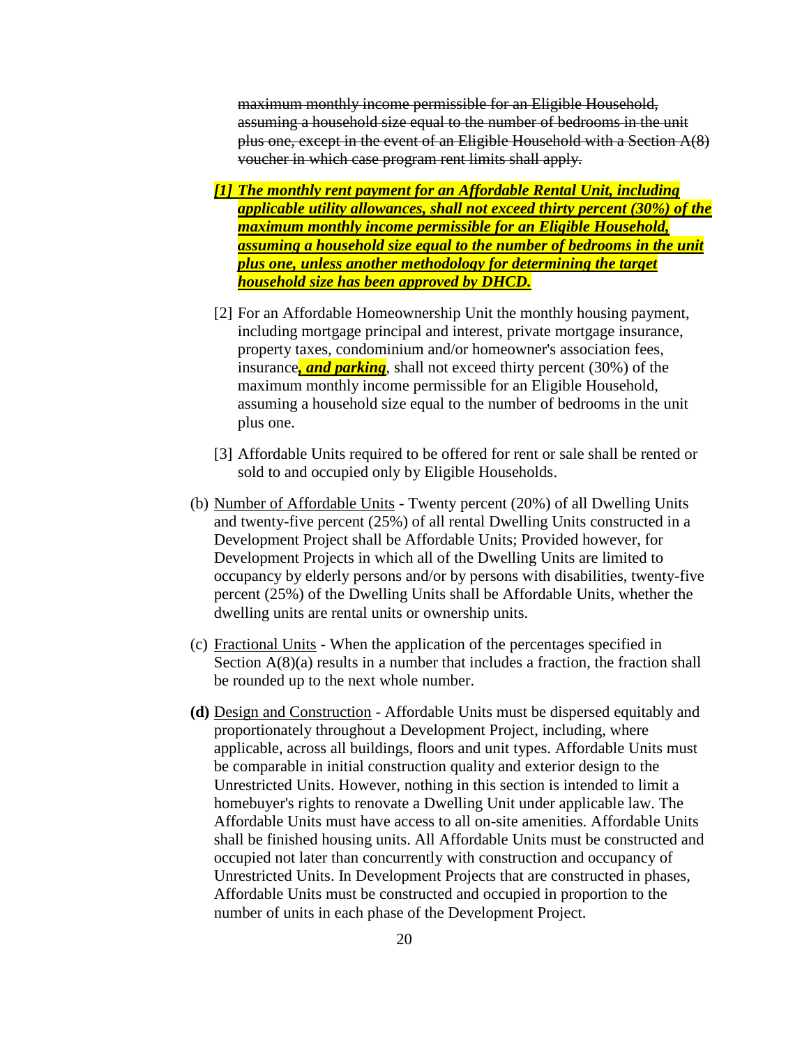~~maximum monthly income permissible for an Eligible Household, assuming a household size equal to the number of bedrooms in the unit plus one, except in the event of an Eligible Household with a Section A(8) voucher in which case program rent limits shall apply.~~

***[1] The monthly rent payment for an Affordable Rental Unit, including applicable utility allowances, shall not exceed thirty percent (30%) of the maximum monthly income permissible for an Eligible Household, assuming a household size equal to the number of bedrooms in the unit plus one, unless another methodology for determining the target household size has been approved by DHCD.***

[2] For an Affordable Homeownership Unit the monthly housing payment, including mortgage principal and interest, private mortgage insurance, property taxes, condominium and/or homeowner's association fees, insurance***, and parking***, shall not exceed thirty percent (30%) of the maximum monthly income permissible for an Eligible Household, assuming a household size equal to the number of bedrooms in the unit plus one.

[3] Affordable Units required to be offered for rent or sale shall be rented or sold to and occupied only by Eligible Households.

(b) Number of Affordable Units - Twenty percent (20%) of all Dwelling Units and twenty-five percent (25%) of all rental Dwelling Units constructed in a Development Project shall be Affordable Units; Provided however, for Development Projects in which all of the Dwelling Units are limited to occupancy by elderly persons and/or by persons with disabilities, twenty-five percent (25%) of the Dwelling Units shall be Affordable Units, whether the dwelling units are rental units or ownership units.

(c) Fractional Units - When the application of the percentages specified in Section A(8)(a) results in a number that includes a fraction, the fraction shall be rounded up to the next whole number.

**(d)** Design and Construction - Affordable Units must be dispersed equitably and proportionately throughout a Development Project, including, where applicable, across all buildings, floors and unit types. Affordable Units must be comparable in initial construction quality and exterior design to the Unrestricted Units. However, nothing in this section is intended to limit a homebuyer's rights to renovate a Dwelling Unit under applicable law. The Affordable Units must have access to all on-site amenities. Affordable Units shall be finished housing units. All Affordable Units must be constructed and occupied not later than concurrently with construction and occupancy of Unrestricted Units. In Development Projects that are constructed in phases, Affordable Units must be constructed and occupied in proportion to the number of units in each phase of the Development Project.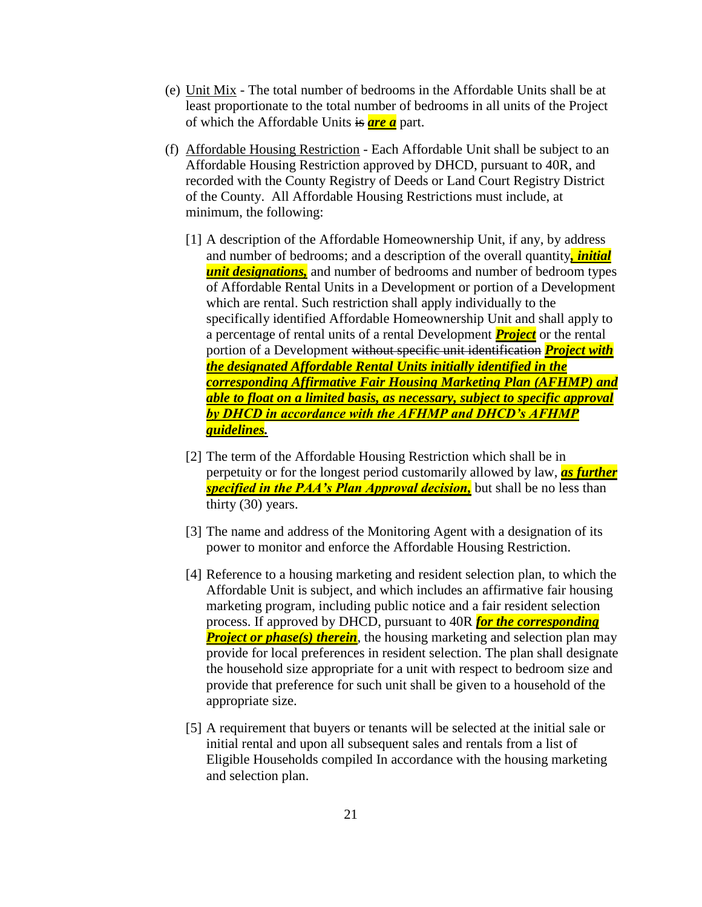(e) Unit Mix - The total number of bedrooms in the Affordable Units shall be at least proportionate to the total number of bedrooms in all units of the Project of which the Affordable Units ~~is~~ ***are a*** part.

(f) Affordable Housing Restriction - Each Affordable Unit shall be subject to an Affordable Housing Restriction approved by DHCD, pursuant to 40R, and recorded with the County Registry of Deeds or Land Court Registry District of the County. All Affordable Housing Restrictions must include, at minimum, the following:

[1] A description of the Affordable Homeownership Unit, if any, by address and number of bedrooms; and a description of the overall quantity***, initial unit designations,*** and number of bedrooms and number of bedroom types of Affordable Rental Units in a Development or portion of a Development which are rental. Such restriction shall apply individually to the specifically identified Affordable Homeownership Unit and shall apply to a percentage of rental units of a rental Development ***Project*** or the rental portion of a Development ~~without specific unit identification~~ ***Project with the designated Affordable Rental Units initially identified in the corresponding Affirmative Fair Housing Marketing Plan (AFHMP) and able to float on a limited basis, as necessary, subject to specific approval by DHCD in accordance with the AFHMP and DHCD's AFHMP guidelines.***

[2] The term of the Affordable Housing Restriction which shall be in perpetuity or for the longest period customarily allowed by law, ***as further specified in the PAA's Plan Approval decision,*** but shall be no less than thirty (30) years.

[3] The name and address of the Monitoring Agent with a designation of its power to monitor and enforce the Affordable Housing Restriction.

[4] Reference to a housing marketing and resident selection plan, to which the Affordable Unit is subject, and which includes an affirmative fair housing marketing program, including public notice and a fair resident selection process. If approved by DHCD, pursuant to 40R ***for the corresponding Project or phase(s) therein***, the housing marketing and selection plan may provide for local preferences in resident selection. The plan shall designate the household size appropriate for a unit with respect to bedroom size and provide that preference for such unit shall be given to a household of the appropriate size.

[5] A requirement that buyers or tenants will be selected at the initial sale or initial rental and upon all subsequent sales and rentals from a list of Eligible Households compiled In accordance with the housing marketing and selection plan.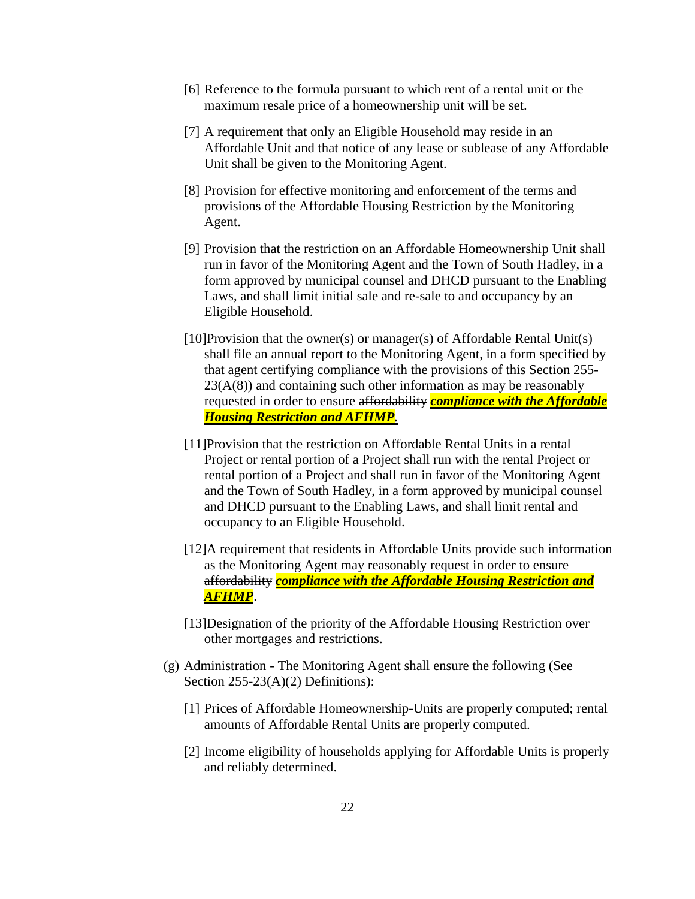[6] Reference to the formula pursuant to which rent of a rental unit or the maximum resale price of a homeownership unit will be set.

[7] A requirement that only an Eligible Household may reside in an Affordable Unit and that notice of any lease or sublease of any Affordable Unit shall be given to the Monitoring Agent.

[8] Provision for effective monitoring and enforcement of the terms and provisions of the Affordable Housing Restriction by the Monitoring Agent.

[9] Provision that the restriction on an Affordable Homeownership Unit shall run in favor of the Monitoring Agent and the Town of South Hadley, in a form approved by municipal counsel and DHCD pursuant to the Enabling Laws, and shall limit initial sale and re-sale to and occupancy by an Eligible Household.

[10]Provision that the owner(s) or manager(s) of Affordable Rental Unit(s) shall file an annual report to the Monitoring Agent, in a form specified by that agent certifying compliance with the provisions of this Section 255-23(A(8)) and containing such other information as may be reasonably requested in order to ensure ~~affordability~~ ***compliance with the Affordable Housing Restriction and AFHMP.***

[11]Provision that the restriction on Affordable Rental Units in a rental Project or rental portion of a Project shall run with the rental Project or rental portion of a Project and shall run in favor of the Monitoring Agent and the Town of South Hadley, in a form approved by municipal counsel and DHCD pursuant to the Enabling Laws, and shall limit rental and occupancy to an Eligible Household.

[12]A requirement that residents in Affordable Units provide such information as the Monitoring Agent may reasonably request in order to ensure ~~affordability~~ ***compliance with the Affordable Housing Restriction and AFHMP***.

[13]Designation of the priority of the Affordable Housing Restriction over other mortgages and restrictions.

(g) Administration - The Monitoring Agent shall ensure the following (See Section 255-23(A)(2) Definitions):

[1] Prices of Affordable Homeownership-Units are properly computed; rental amounts of Affordable Rental Units are properly computed.

[2] Income eligibility of households applying for Affordable Units is properly and reliably determined.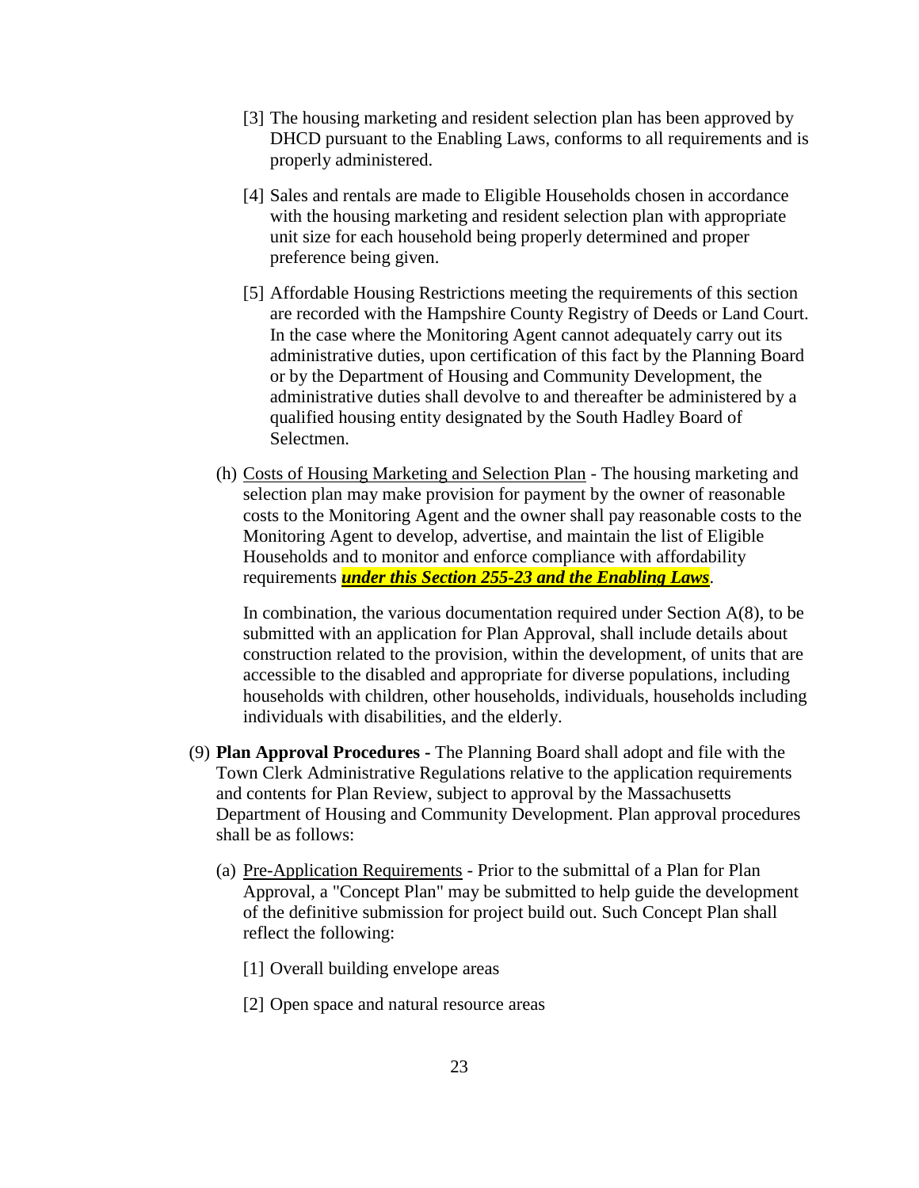[3] The housing marketing and resident selection plan has been approved by DHCD pursuant to the Enabling Laws, conforms to all requirements and is properly administered.

[4] Sales and rentals are made to Eligible Households chosen in accordance with the housing marketing and resident selection plan with appropriate unit size for each household being properly determined and proper preference being given.

[5] Affordable Housing Restrictions meeting the requirements of this section are recorded with the Hampshire County Registry of Deeds or Land Court. In the case where the Monitoring Agent cannot adequately carry out its administrative duties, upon certification of this fact by the Planning Board or by the Department of Housing and Community Development, the administrative duties shall devolve to and thereafter be administered by a qualified housing entity designated by the South Hadley Board of Selectmen.

(h) Costs of Housing Marketing and Selection Plan - The housing marketing and selection plan may make provision for payment by the owner of reasonable costs to the Monitoring Agent and the owner shall pay reasonable costs to the Monitoring Agent to develop, advertise, and maintain the list of Eligible Households and to monitor and enforce compliance with affordability requirements ***under this Section 255-23 and the Enabling Laws***.

In combination, the various documentation required under Section A(8), to be submitted with an application for Plan Approval, shall include details about construction related to the provision, within the development, of units that are accessible to the disabled and appropriate for diverse populations, including households with children, other households, individuals, households including individuals with disabilities, and the elderly.

(9) **Plan Approval Procedures -** The Planning Board shall adopt and file with the Town Clerk Administrative Regulations relative to the application requirements and contents for Plan Review, subject to approval by the Massachusetts Department of Housing and Community Development. Plan approval procedures shall be as follows:

(a) Pre-Application Requirements - Prior to the submittal of a Plan for Plan Approval, a "Concept Plan" may be submitted to help guide the development of the definitive submission for project build out. Such Concept Plan shall reflect the following:

[1] Overall building envelope areas

[2] Open space and natural resource areas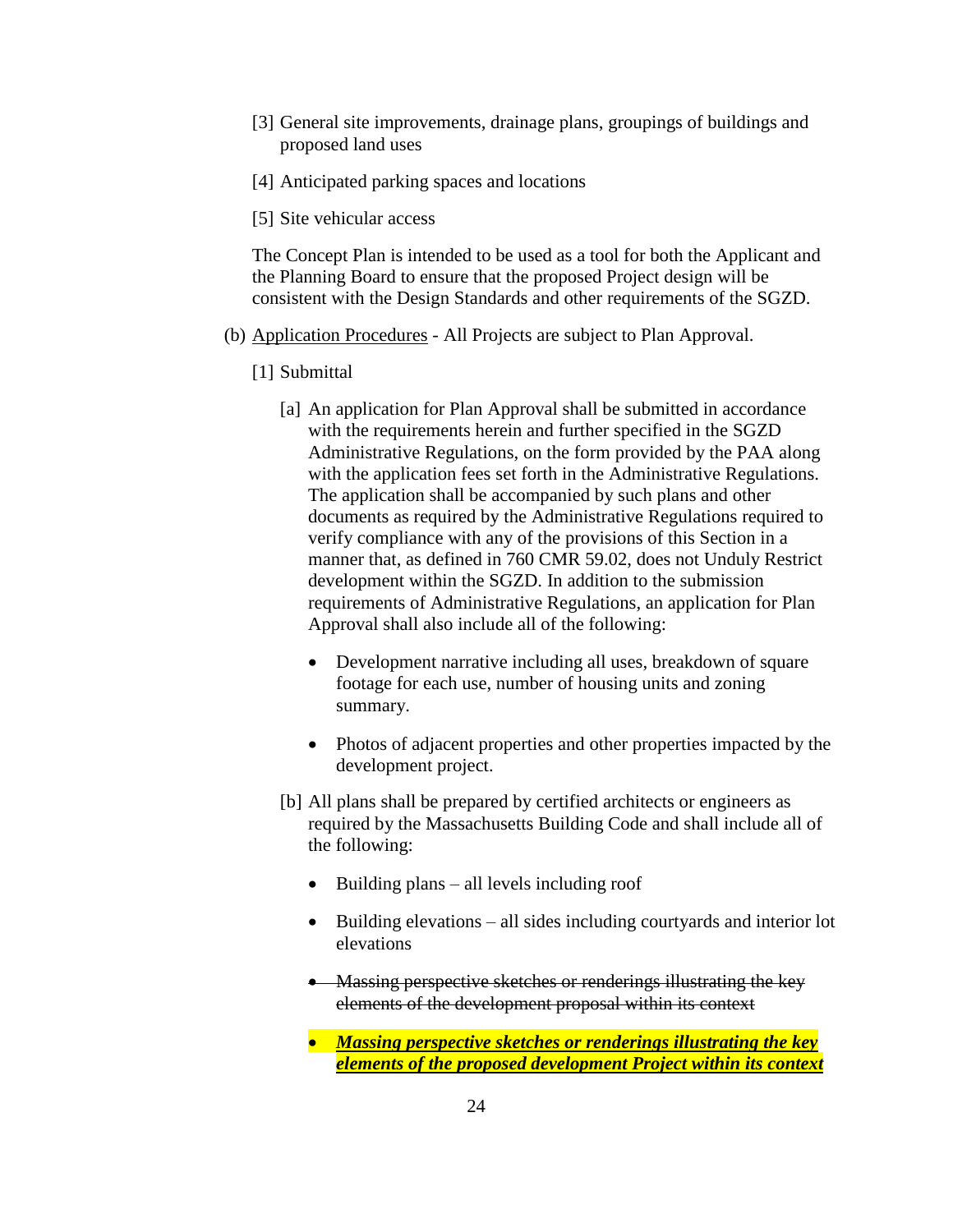[3] General site improvements, drainage plans, groupings of buildings and proposed land uses

[4] Anticipated parking spaces and locations

[5] Site vehicular access

The Concept Plan is intended to be used as a tool for both the Applicant and the Planning Board to ensure that the proposed Project design will be consistent with the Design Standards and other requirements of the SGZD.

(b) <u>Application Procedures</u> - All Projects are subject to Plan Approval.

[1] Submittal

[a] An application for Plan Approval shall be submitted in accordance with the requirements herein and further specified in the SGZD Administrative Regulations, on the form provided by the PAA along with the application fees set forth in the Administrative Regulations. The application shall be accompanied by such plans and other documents as required by the Administrative Regulations required to verify compliance with any of the provisions of this Section in a manner that, as defined in 760 CMR 59.02, does not Unduly Restrict development within the SGZD. In addition to the submission requirements of Administrative Regulations, an application for Plan Approval shall also include all of the following:

- Development narrative including all uses, breakdown of square footage for each use, number of housing units and zoning summary.
- Photos of adjacent properties and other properties impacted by the development project.

[b] All plans shall be prepared by certified architects or engineers as required by the Massachusetts Building Code and shall include all of the following:

- Building plans – all levels including roof
- Building elevations – all sides including courtyards and interior lot elevations
- ~~Massing perspective sketches or renderings illustrating the key elements of the development proposal within its context~~
- <u>***Massing perspective sketches or renderings illustrating the key elements of the proposed development Project within its context***</u>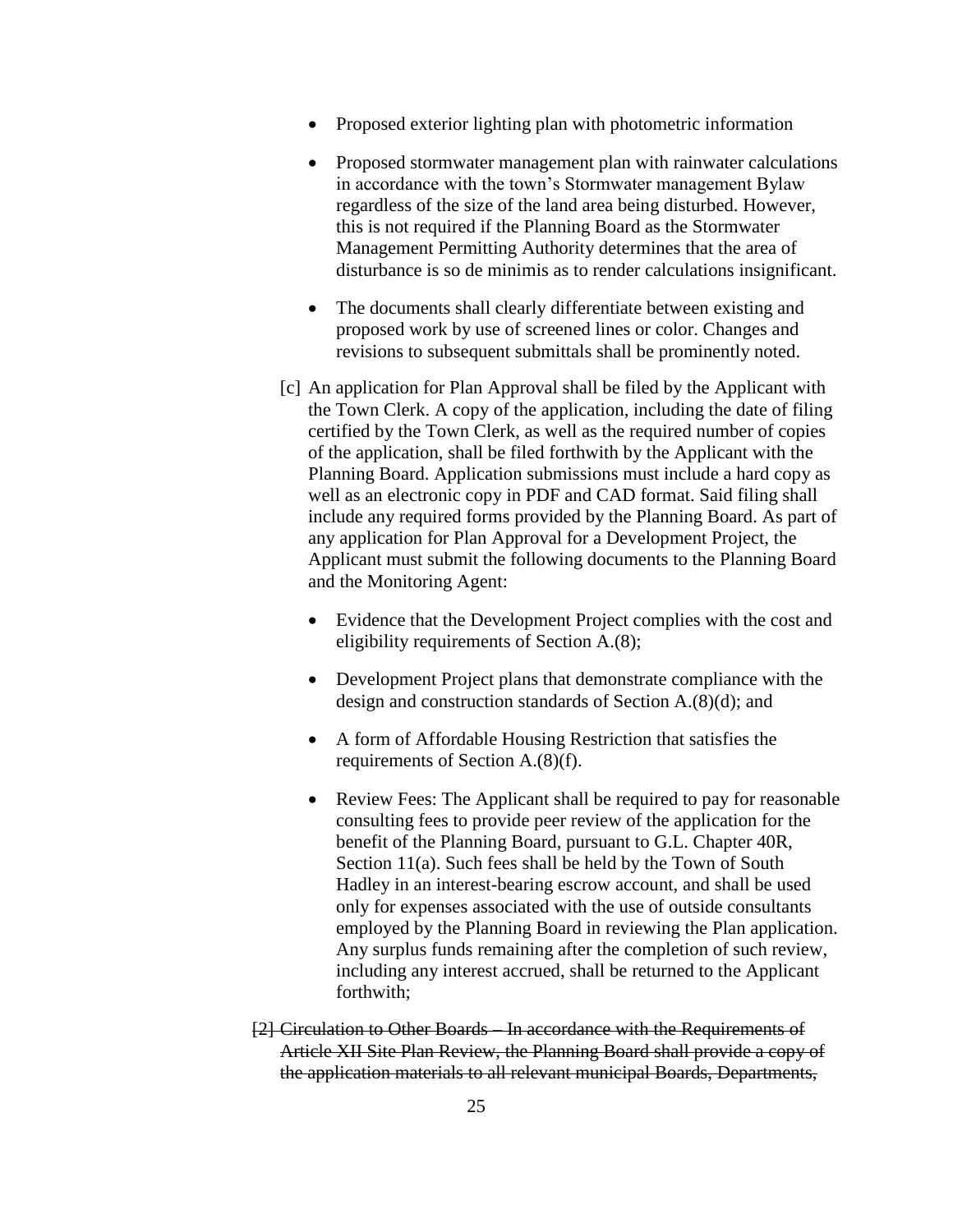- Proposed exterior lighting plan with photometric information

- Proposed stormwater management plan with rainwater calculations in accordance with the town's Stormwater management Bylaw regardless of the size of the land area being disturbed. However, this is not required if the Planning Board as the Stormwater Management Permitting Authority determines that the area of disturbance is so de minimis as to render calculations insignificant.

- The documents shall clearly differentiate between existing and proposed work by use of screened lines or color. Changes and revisions to subsequent submittals shall be prominently noted.

[c] An application for Plan Approval shall be filed by the Applicant with the Town Clerk. A copy of the application, including the date of filing certified by the Town Clerk, as well as the required number of copies of the application, shall be filed forthwith by the Applicant with the Planning Board. Application submissions must include a hard copy as well as an electronic copy in PDF and CAD format. Said filing shall include any required forms provided by the Planning Board. As part of any application for Plan Approval for a Development Project, the Applicant must submit the following documents to the Planning Board and the Monitoring Agent:

- Evidence that the Development Project complies with the cost and eligibility requirements of Section A.(8);

- Development Project plans that demonstrate compliance with the design and construction standards of Section A.(8)(d); and

- A form of Affordable Housing Restriction that satisfies the requirements of Section A.(8)(f).

- Review Fees: The Applicant shall be required to pay for reasonable consulting fees to provide peer review of the application for the benefit of the Planning Board, pursuant to G.L. Chapter 40R, Section 11(a). Such fees shall be held by the Town of South Hadley in an interest-bearing escrow account, and shall be used only for expenses associated with the use of outside consultants employed by the Planning Board in reviewing the Plan application. Any surplus funds remaining after the completion of such review, including any interest accrued, shall be returned to the Applicant forthwith;

~~[2] Circulation to Other Boards – In accordance with the Requirements of Article XII Site Plan Review, the Planning Board shall provide a copy of the application materials to all relevant municipal Boards, Departments,~~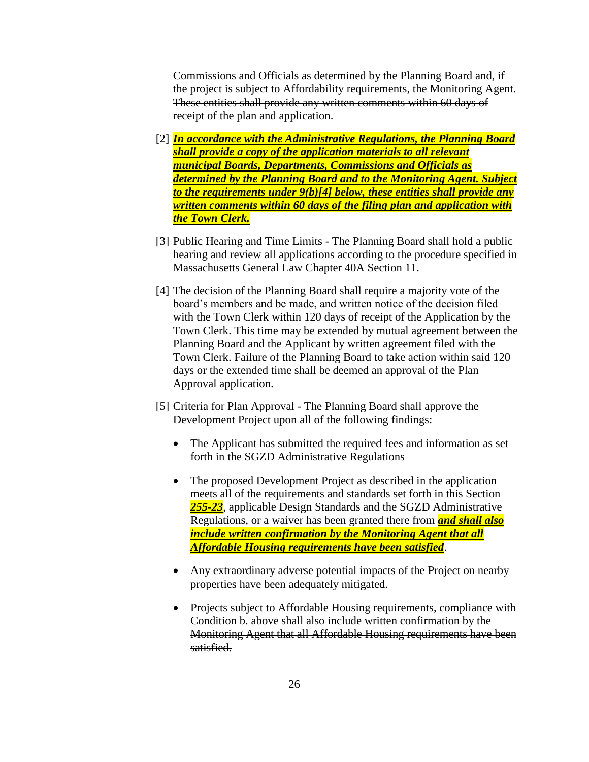~~Commissions and Officials as determined by the Planning Board and, if the project is subject to Affordability requirements, the Monitoring Agent. These entities shall provide any written comments within 60 days of receipt of the plan and application.~~

[2] ***<u>In accordance with the Administrative Regulations, the Planning Board shall provide a copy of the application materials to all relevant municipal Boards, Departments, Commissions and Officials as determined by the Planning Board and to the Monitoring Agent. Subject to the requirements under 9(b)[4] below, these entities shall provide any written comments within 60 days of the filing plan and application with the Town Clerk.</u>***

[3] Public Hearing and Time Limits - The Planning Board shall hold a public hearing and review all applications according to the procedure specified in Massachusetts General Law Chapter 40A Section 11.

[4] The decision of the Planning Board shall require a majority vote of the board's members and be made, and written notice of the decision filed with the Town Clerk within 120 days of receipt of the Application by the Town Clerk. This time may be extended by mutual agreement between the Planning Board and the Applicant by written agreement filed with the Town Clerk. Failure of the Planning Board to take action within said 120 days or the extended time shall be deemed an approval of the Plan Approval application.

[5] Criteria for Plan Approval - The Planning Board shall approve the Development Project upon all of the following findings:

- The Applicant has submitted the required fees and information as set forth in the SGZD Administrative Regulations
- The proposed Development Project as described in the application meets all of the requirements and standards set forth in this Section ***<u>255-23</u>***, applicable Design Standards and the SGZD Administrative Regulations, or a waiver has been granted there from ***<u>and shall also include written confirmation by the Monitoring Agent that all Affordable Housing requirements have been satisfied</u>***.
- Any extraordinary adverse potential impacts of the Project on nearby properties have been adequately mitigated.
- ~~Projects subject to Affordable Housing requirements, compliance with Condition b. above shall also include written confirmation by the Monitoring Agent that all Affordable Housing requirements have been satisfied.~~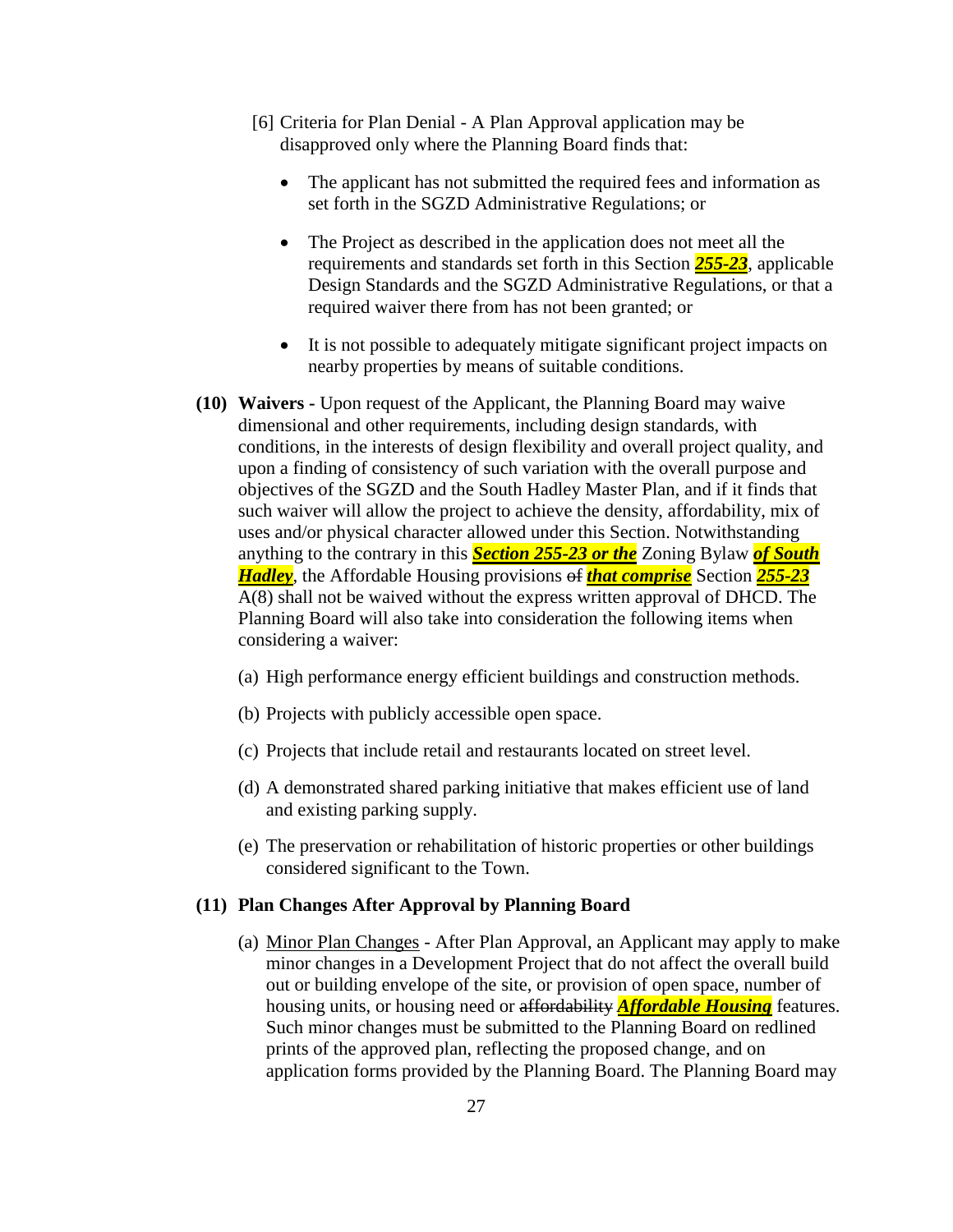[6] Criteria for Plan Denial - A Plan Approval application may be disapproved only where the Planning Board finds that:

- The applicant has not submitted the required fees and information as set forth in the SGZD Administrative Regulations; or
- The Project as described in the application does not meet all the requirements and standards set forth in this Section ***255-23***, applicable Design Standards and the SGZD Administrative Regulations, or that a required waiver there from has not been granted; or
- It is not possible to adequately mitigate significant project impacts on nearby properties by means of suitable conditions.

**(10) Waivers -** Upon request of the Applicant, the Planning Board may waive dimensional and other requirements, including design standards, with conditions, in the interests of design flexibility and overall project quality, and upon a finding of consistency of such variation with the overall purpose and objectives of the SGZD and the South Hadley Master Plan, and if it finds that such waiver will allow the project to achieve the density, affordability, mix of uses and/or physical character allowed under this Section. Notwithstanding anything to the contrary in this ***Section 255-23 or the*** Zoning Bylaw ***of South Hadley***, the Affordable Housing provisions ~~of~~ ***that comprise*** Section ***255-23*** A(8) shall not be waived without the express written approval of DHCD. The Planning Board will also take into consideration the following items when considering a waiver:

(a) High performance energy efficient buildings and construction methods.

(b) Projects with publicly accessible open space.

(c) Projects that include retail and restaurants located on street level.

(d) A demonstrated shared parking initiative that makes efficient use of land and existing parking supply.

(e) The preservation or rehabilitation of historic properties or other buildings considered significant to the Town.

**(11) Plan Changes After Approval by Planning Board**

(a) Minor Plan Changes - After Plan Approval, an Applicant may apply to make minor changes in a Development Project that do not affect the overall build out or building envelope of the site, or provision of open space, number of housing units, or housing need or ~~affordability~~ ***Affordable Housing*** features. Such minor changes must be submitted to the Planning Board on redlined prints of the approved plan, reflecting the proposed change, and on application forms provided by the Planning Board. The Planning Board may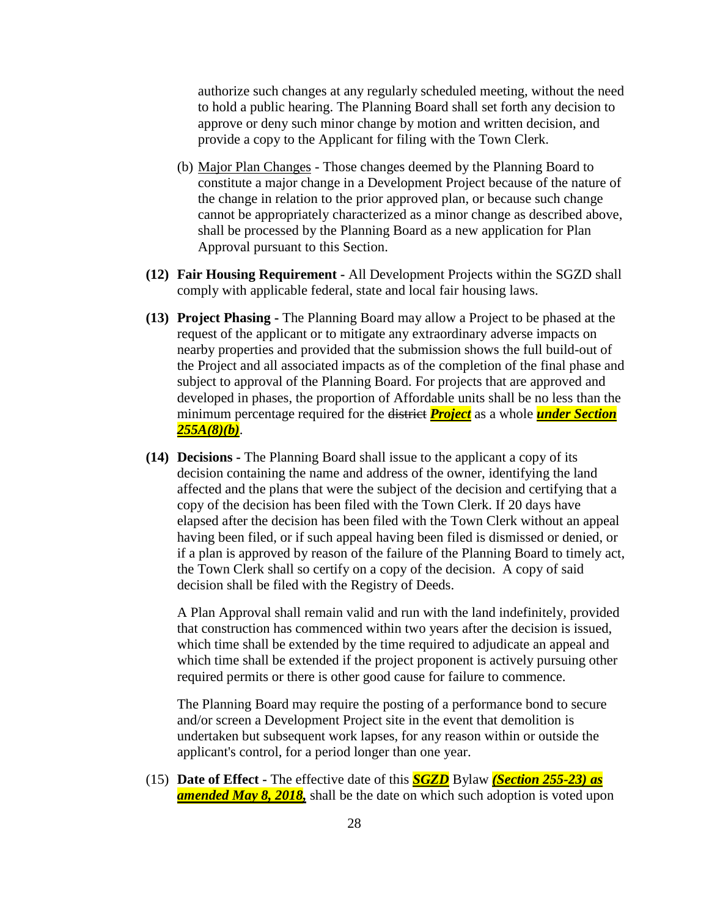authorize such changes at any regularly scheduled meeting, without the need to hold a public hearing. The Planning Board shall set forth any decision to approve or deny such minor change by motion and written decision, and provide a copy to the Applicant for filing with the Town Clerk.

(b) Major Plan Changes - Those changes deemed by the Planning Board to constitute a major change in a Development Project because of the nature of the change in relation to the prior approved plan, or because such change cannot be appropriately characterized as a minor change as described above, shall be processed by the Planning Board as a new application for Plan Approval pursuant to this Section.

**(12) Fair Housing Requirement -** All Development Projects within the SGZD shall comply with applicable federal, state and local fair housing laws.

**(13) Project Phasing -** The Planning Board may allow a Project to be phased at the request of the applicant or to mitigate any extraordinary adverse impacts on nearby properties and provided that the submission shows the full build-out of the Project and all associated impacts as of the completion of the final phase and subject to approval of the Planning Board. For projects that are approved and developed in phases, the proportion of Affordable units shall be no less than the minimum percentage required for the ~~district~~ ***Project*** as a whole ***under Section 255A(8)(b)***.

**(14) Decisions -** The Planning Board shall issue to the applicant a copy of its decision containing the name and address of the owner, identifying the land affected and the plans that were the subject of the decision and certifying that a copy of the decision has been filed with the Town Clerk. If 20 days have elapsed after the decision has been filed with the Town Clerk without an appeal having been filed, or if such appeal having been filed is dismissed or denied, or if a plan is approved by reason of the failure of the Planning Board to timely act, the Town Clerk shall so certify on a copy of the decision. A copy of said decision shall be filed with the Registry of Deeds.

A Plan Approval shall remain valid and run with the land indefinitely, provided that construction has commenced within two years after the decision is issued, which time shall be extended by the time required to adjudicate an appeal and which time shall be extended if the project proponent is actively pursuing other required permits or there is other good cause for failure to commence.

The Planning Board may require the posting of a performance bond to secure and/or screen a Development Project site in the event that demolition is undertaken but subsequent work lapses, for any reason within or outside the applicant's control, for a period longer than one year.

(15) **Date of Effect -** The effective date of this ***SGZD*** Bylaw ***(Section 255-23) as amended May 8, 2018,*** shall be the date on which such adoption is voted upon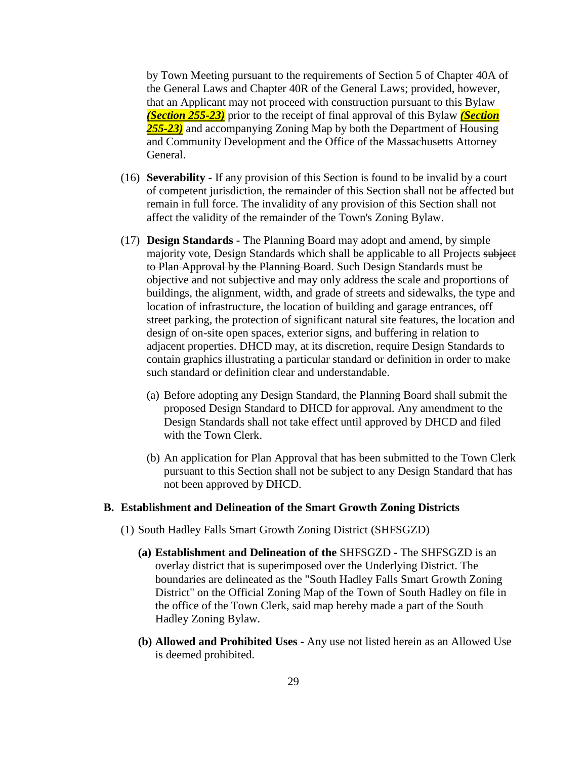by Town Meeting pursuant to the requirements of Section 5 of Chapter 40A of the General Laws and Chapter 40R of the General Laws; provided, however, that an Applicant may not proceed with construction pursuant to this Bylaw ***(Section 255-23)*** prior to the receipt of final approval of this Bylaw ***(Section 255-23)*** and accompanying Zoning Map by both the Department of Housing and Community Development and the Office of the Massachusetts Attorney General.

(16) **Severability -** If any provision of this Section is found to be invalid by a court of competent jurisdiction, the remainder of this Section shall not be affected but remain in full force. The invalidity of any provision of this Section shall not affect the validity of the remainder of the Town's Zoning Bylaw.

(17) **Design Standards -** The Planning Board may adopt and amend, by simple majority vote, Design Standards which shall be applicable to all Projects ~~subject to Plan Approval by the Planning Board~~. Such Design Standards must be objective and not subjective and may only address the scale and proportions of buildings, the alignment, width, and grade of streets and sidewalks, the type and location of infrastructure, the location of building and garage entrances, off street parking, the protection of significant natural site features, the location and design of on-site open spaces, exterior signs, and buffering in relation to adjacent properties. DHCD may, at its discretion, require Design Standards to contain graphics illustrating a particular standard or definition in order to make such standard or definition clear and understandable.

(a) Before adopting any Design Standard, the Planning Board shall submit the proposed Design Standard to DHCD for approval. Any amendment to the Design Standards shall not take effect until approved by DHCD and filed with the Town Clerk.

(b) An application for Plan Approval that has been submitted to the Town Clerk pursuant to this Section shall not be subject to any Design Standard that has not been approved by DHCD.

## B. Establishment and Delineation of the Smart Growth Zoning Districts

(1) South Hadley Falls Smart Growth Zoning District (SHFSGZD)

**(a) Establishment and Delineation of the** SHFSGZD **-** The SHFSGZD is an overlay district that is superimposed over the Underlying District. The boundaries are delineated as the "South Hadley Falls Smart Growth Zoning District" on the Official Zoning Map of the Town of South Hadley on file in the office of the Town Clerk, said map hereby made a part of the South Hadley Zoning Bylaw.

**(b) Allowed and Prohibited Uses -** Any use not listed herein as an Allowed Use is deemed prohibited.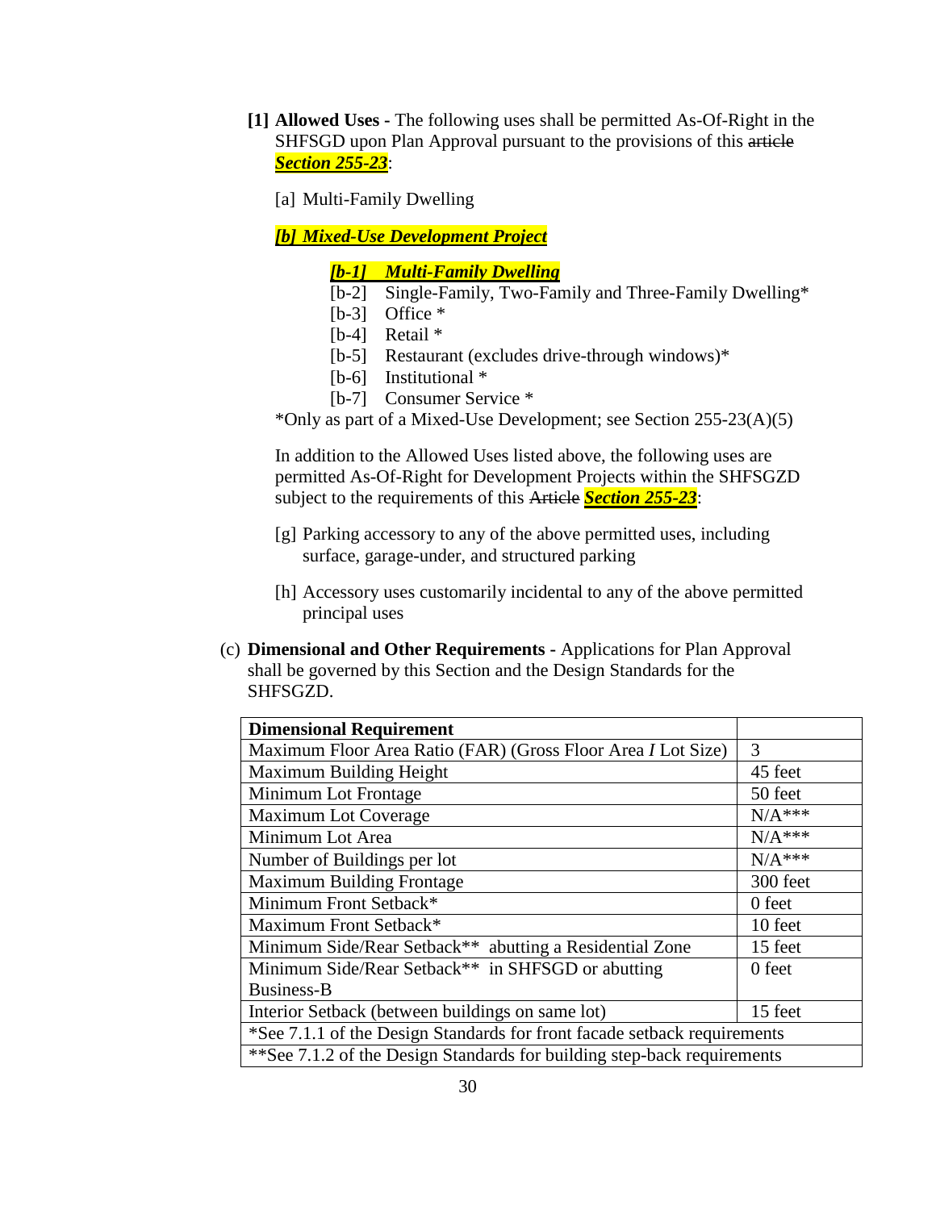**[1] Allowed Uses -** The following uses shall be permitted As-Of-Right in the SHFSGD upon Plan Approval pursuant to the provisions of this ~~article~~ ***Section 255-23***:

[a] Multi-Family Dwelling

***[b] Mixed-Use Development Project***

- ***[b-1] Multi-Family Dwelling***
- [b-2] Single-Family, Two-Family and Three-Family Dwelling*
- [b-3] Office *
- [b-4] Retail *
- [b-5] Restaurant (excludes drive-through windows)*
- [b-6] Institutional *
- [b-7] Consumer Service *

*Only as part of a Mixed-Use Development; see Section 255-23(A)(5)

In addition to the Allowed Uses listed above, the following uses are permitted As-Of-Right for Development Projects within the SHFSGZD subject to the requirements of this ~~Article~~ ***Section 255-23***:

[g] Parking accessory to any of the above permitted uses, including surface, garage-under, and structured parking

[h] Accessory uses customarily incidental to any of the above permitted principal uses

(c) **Dimensional and Other Requirements -** Applications for Plan Approval shall be governed by this Section and the Design Standards for the SHFSGZD.

| Dimensional Requirement | |
|---|---|
| Maximum Floor Area Ratio (FAR) (Gross Floor Area */* Lot Size) | 3 |
| Maximum Building Height | 45 feet |
| Minimum Lot Frontage | 50 feet |
| Maximum Lot Coverage | N/A*** |
| Minimum Lot Area | N/A*** |
| Number of Buildings per lot | N/A*** |
| Maximum Building Frontage | 300 feet |
| Minimum Front Setback* | 0 feet |
| Maximum Front Setback* | 10 feet |
| Minimum Side/Rear Setback** abutting a Residential Zone | 15 feet |
| Minimum Side/Rear Setback** in SHFSGD or abutting Business-B | 0 feet |
| Interior Setback (between buildings on same lot) | 15 feet |
| *See 7.1.1 of the Design Standards for front facade setback requirements | |
| **See 7.1.2 of the Design Standards for building step-back requirements | |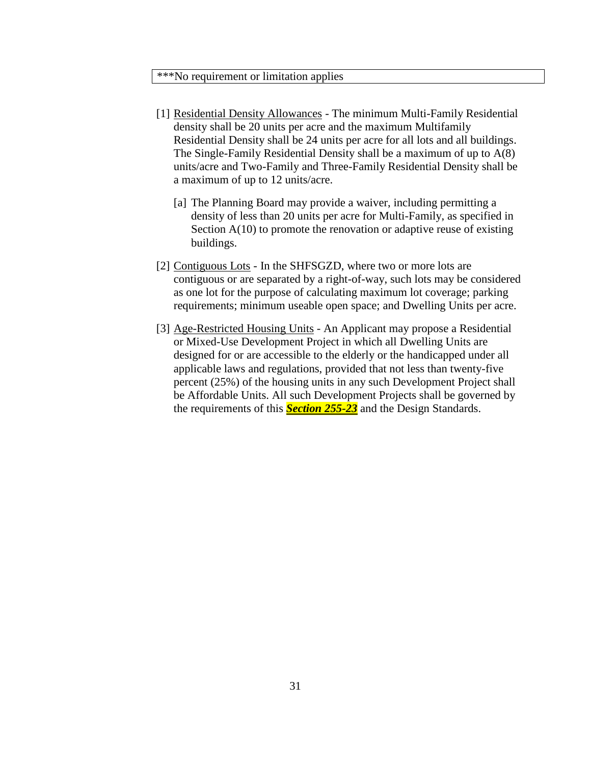***No requirement or limitation applies

[1] Residential Density Allowances - The minimum Multi-Family Residential density shall be 20 units per acre and the maximum Multifamily Residential Density shall be 24 units per acre for all lots and all buildings. The Single-Family Residential Density shall be a maximum of up to A(8) units/acre and Two-Family and Three-Family Residential Density shall be a maximum of up to 12 units/acre.

[a] The Planning Board may provide a waiver, including permitting a density of less than 20 units per acre for Multi-Family, as specified in Section A(10) to promote the renovation or adaptive reuse of existing buildings.

[2] Contiguous Lots - In the SHFSGZD, where two or more lots are contiguous or are separated by a right-of-way, such lots may be considered as one lot for the purpose of calculating maximum lot coverage; parking requirements; minimum useable open space; and Dwelling Units per acre.

[3] Age-Restricted Housing Units - An Applicant may propose a Residential or Mixed-Use Development Project in which all Dwelling Units are designed for or are accessible to the elderly or the handicapped under all applicable laws and regulations, provided that not less than twenty-five percent (25%) of the housing units in any such Development Project shall be Affordable Units. All such Development Projects shall be governed by the requirements of this ***Section 255-23*** and the Design Standards.